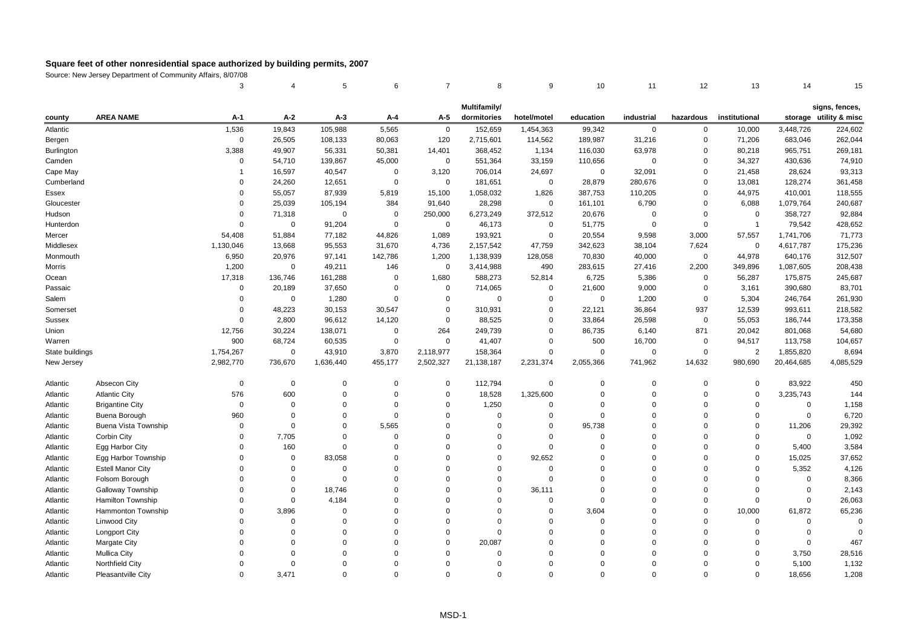# Square feet of other nonresidential space authorized by building permits, 2007

Source: New Jersey Department of Community Affairs, 8/07/08

| | | 3 | 4 | 5 | 6 | 7 | 8 | 9 | 10 | 11 | 12 | 13 | 14 | 15 |
|---|---|---|---|---|---|---|---|---|---|---|---|---|---|---|
| county | AREA NAME | A-1 | A-2 | A-3 | A-4 | A-5 | Multifamily/ dormitories | hotel/motel | education | industrial | hazardous | institutional | storage | signs, fences, utility & misc |
| Atlantic | | 1,536 | 19,843 | 105,988 | 5,565 | 0 | 152,659 | 1,454,363 | 99,342 | 0 | 0 | 10,000 | 3,448,726 | 224,602 |
| Bergen | | 0 | 26,505 | 108,133 | 80,063 | 120 | 2,715,601 | 114,562 | 189,987 | 31,216 | 0 | 71,206 | 683,046 | 262,044 |
| Burlington | | 3,388 | 49,907 | 56,331 | 50,381 | 14,401 | 368,452 | 1,134 | 116,030 | 63,978 | 0 | 80,218 | 965,751 | 269,181 |
| Camden | | 0 | 54,710 | 139,867 | 45,000 | 0 | 551,364 | 33,159 | 110,656 | 0 | 0 | 34,327 | 430,636 | 74,910 |
| Cape May | | 1 | 16,597 | 40,547 | 0 | 3,120 | 706,014 | 24,697 | 0 | 32,091 | 0 | 21,458 | 28,624 | 93,313 |
| Cumberland | | 0 | 24,260 | 12,651 | 0 | 0 | 181,651 | 0 | 28,879 | 280,676 | 0 | 13,081 | 128,274 | 361,458 |
| Essex | | 0 | 55,057 | 87,939 | 5,819 | 15,100 | 1,058,032 | 1,826 | 387,753 | 110,205 | 0 | 44,975 | 410,001 | 118,555 |
| Gloucester | | 0 | 25,039 | 105,194 | 384 | 91,640 | 28,298 | 0 | 161,101 | 6,790 | 0 | 6,088 | 1,079,764 | 240,687 |
| Hudson | | 0 | 71,318 | 0 | 0 | 250,000 | 6,273,249 | 372,512 | 20,676 | 0 | 0 | 0 | 358,727 | 92,884 |
| Hunterdon | | 0 | 0 | 91,204 | 0 | 0 | 46,173 | 0 | 51,775 | 0 | 0 | 1 | 79,542 | 428,652 |
| Mercer | | 54,408 | 51,884 | 77,182 | 44,826 | 1,089 | 193,921 | 0 | 20,554 | 9,598 | 3,000 | 57,557 | 1,741,706 | 71,773 |
| Middlesex | | 1,130,046 | 13,668 | 95,553 | 31,670 | 4,736 | 2,157,542 | 47,759 | 342,623 | 38,104 | 7,624 | 0 | 4,617,787 | 175,236 |
| Monmouth | | 6,950 | 20,976 | 97,141 | 142,786 | 1,200 | 1,138,939 | 128,058 | 70,830 | 40,000 | 0 | 44,978 | 640,176 | 312,507 |
| Morris | | 1,200 | 0 | 49,211 | 146 | 0 | 3,414,988 | 490 | 283,615 | 27,416 | 2,200 | 349,896 | 1,087,605 | 208,438 |
| Ocean | | 17,318 | 136,746 | 161,288 | 0 | 1,680 | 588,273 | 52,814 | 6,725 | 5,386 | 0 | 56,287 | 175,875 | 245,687 |
| Passaic | | 0 | 20,189 | 37,650 | 0 | 0 | 714,065 | 0 | 21,600 | 9,000 | 0 | 3,161 | 390,680 | 83,701 |
| Salem | | 0 | 0 | 1,280 | 0 | 0 | 0 | 0 | 0 | 1,200 | 0 | 5,304 | 246,764 | 261,930 |
| Somerset | | 0 | 48,223 | 30,153 | 30,547 | 0 | 310,931 | 0 | 22,121 | 36,864 | 937 | 12,539 | 993,611 | 218,582 |
| Sussex | | 0 | 2,800 | 96,612 | 14,120 | 0 | 88,525 | 0 | 33,864 | 26,598 | 0 | 55,053 | 186,744 | 173,358 |
| Union | | 12,756 | 30,224 | 138,071 | 0 | 264 | 249,739 | 0 | 86,735 | 6,140 | 871 | 20,042 | 801,068 | 54,680 |
| Warren | | 900 | 68,724 | 60,535 | 0 | 0 | 41,407 | 0 | 500 | 16,700 | 0 | 94,517 | 113,758 | 104,657 |
| State buildings | | 1,754,267 | 0 | 43,910 | 3,870 | 2,118,977 | 158,364 | 0 | 0 | 0 | 0 | 2 | 1,855,820 | 8,694 |
| New Jersey | | 2,982,770 | 736,670 | 1,636,440 | 455,177 | 2,502,327 | 21,138,187 | 2,231,374 | 2,055,366 | 741,962 | 14,632 | 980,690 | 20,464,685 | 4,085,529 |
| | | | | | | | | | | | | | | |
| Atlantic | Absecon City | 0 | 0 | 0 | 0 | 0 | 112,794 | 0 | 0 | 0 | 0 | 0 | 83,922 | 450 |
| Atlantic | Atlantic City | 576 | 600 | 0 | 0 | 0 | 18,528 | 1,325,600 | 0 | 0 | 0 | 0 | 3,235,743 | 144 |
| Atlantic | Brigantine City | 0 | 0 | 0 | 0 | 0 | 1,250 | 0 | 0 | 0 | 0 | 0 | 0 | 1,158 |
| Atlantic | Buena Borough | 960 | 0 | 0 | 0 | 0 | 0 | 0 | 0 | 0 | 0 | 0 | 0 | 6,720 |
| Atlantic | Buena Vista Township | 0 | 0 | 0 | 5,565 | 0 | 0 | 0 | 95,738 | 0 | 0 | 0 | 11,206 | 29,392 |
| Atlantic | Corbin City | 0 | 7,705 | 0 | 0 | 0 | 0 | 0 | 0 | 0 | 0 | 0 | 0 | 1,092 |
| Atlantic | Egg Harbor City | 0 | 160 | 0 | 0 | 0 | 0 | 0 | 0 | 0 | 0 | 0 | 5,400 | 3,584 |
| Atlantic | Egg Harbor Township | 0 | 0 | 83,058 | 0 | 0 | 0 | 92,652 | 0 | 0 | 0 | 0 | 15,025 | 37,652 |
| Atlantic | Estell Manor City | 0 | 0 | 0 | 0 | 0 | 0 | 0 | 0 | 0 | 0 | 0 | 5,352 | 4,126 |
| Atlantic | Folsom Borough | 0 | 0 | 0 | 0 | 0 | 0 | 0 | 0 | 0 | 0 | 0 | 0 | 8,366 |
| Atlantic | Galloway Township | 0 | 0 | 18,746 | 0 | 0 | 0 | 36,111 | 0 | 0 | 0 | 0 | 0 | 2,143 |
| Atlantic | Hamilton Township | 0 | 0 | 4,184 | 0 | 0 | 0 | 0 | 0 | 0 | 0 | 0 | 0 | 26,063 |
| Atlantic | Hammonton Township | 0 | 3,896 | 0 | 0 | 0 | 0 | 0 | 3,604 | 0 | 0 | 10,000 | 61,872 | 65,236 |
| Atlantic | Linwood City | 0 | 0 | 0 | 0 | 0 | 0 | 0 | 0 | 0 | 0 | 0 | 0 | 0 |
| Atlantic | Longport City | 0 | 0 | 0 | 0 | 0 | 0 | 0 | 0 | 0 | 0 | 0 | 0 | 0 |
| Atlantic | Margate City | 0 | 0 | 0 | 0 | 0 | 20,087 | 0 | 0 | 0 | 0 | 0 | 0 | 467 |
| Atlantic | Mullica City | 0 | 0 | 0 | 0 | 0 | 0 | 0 | 0 | 0 | 0 | 0 | 3,750 | 28,516 |
| Atlantic | Northfield City | 0 | 0 | 0 | 0 | 0 | 0 | 0 | 0 | 0 | 0 | 0 | 5,100 | 1,132 |
| Atlantic | Pleasantville City | 0 | 3,471 | 0 | 0 | 0 | 0 | 0 | 0 | 0 | 0 | 0 | 18,656 | 1,208 |

MSD-1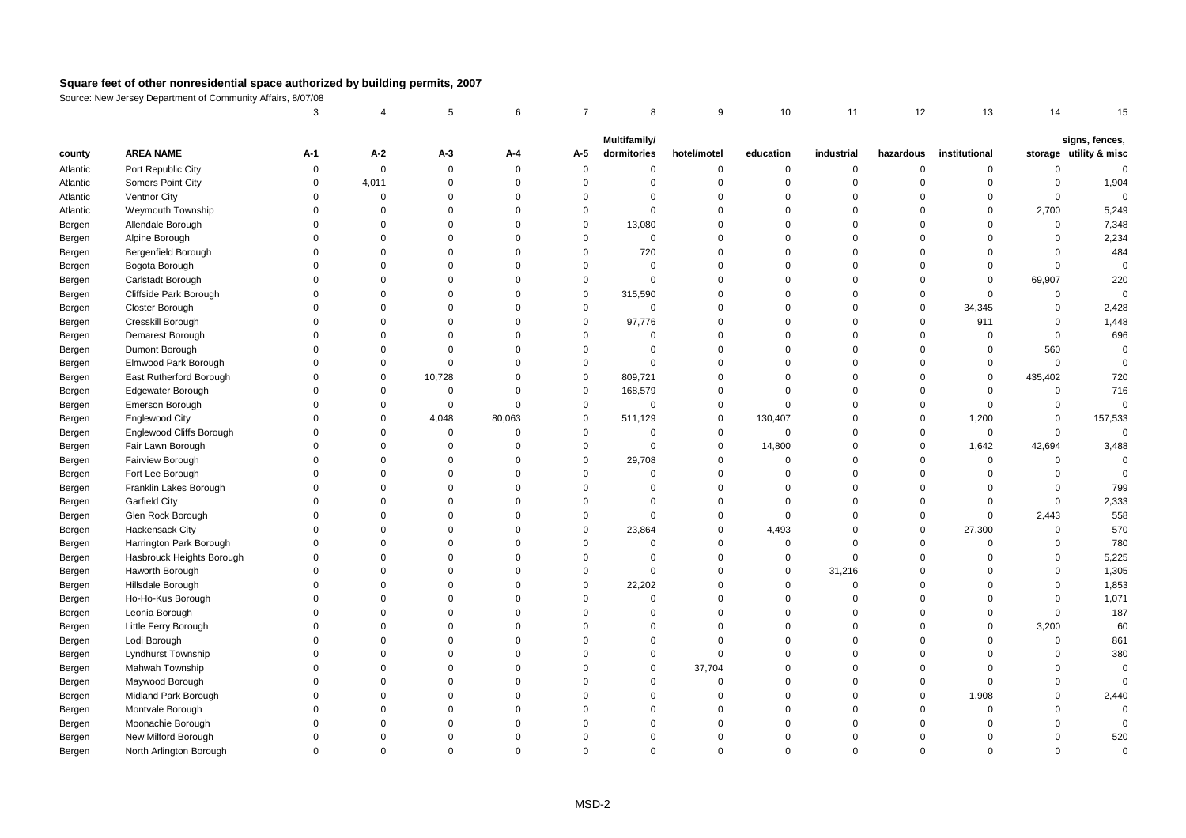**Square feet of other nonresidential space authorized by building permits, 2007**

Source: New Jersey Department of Community Affairs, 8/07/08

| | | 3 | 4 | 5 | 6 | 7 | 8 | 9 | 10 | 11 | 12 | 13 | 14 | 15 |
|---|---|---|---|---|---|---|---|---|---|---|---|---|---|---|
| county | AREA NAME | A-1 | A-2 | A-3 | A-4 | A-5 | Multifamily/ dormitories | hotel/motel | education | industrial | hazardous | institutional | storage | signs, fences, utility & misc |
| Atlantic | Port Republic City | 0 | 0 | 0 | 0 | 0 | 0 | 0 | 0 | 0 | 0 | 0 | 0 | 0 |
| Atlantic | Somers Point City | 0 | 4,011 | 0 | 0 | 0 | 0 | 0 | 0 | 0 | 0 | 0 | 0 | 1,904 |
| Atlantic | Ventnor City | 0 | 0 | 0 | 0 | 0 | 0 | 0 | 0 | 0 | 0 | 0 | 0 | 0 |
| Atlantic | Weymouth Township | 0 | 0 | 0 | 0 | 0 | 0 | 0 | 0 | 0 | 0 | 0 | 2,700 | 5,249 |
| Bergen | Allendale Borough | 0 | 0 | 0 | 0 | 0 | 13,080 | 0 | 0 | 0 | 0 | 0 | 0 | 7,348 |
| Bergen | Alpine Borough | 0 | 0 | 0 | 0 | 0 | 0 | 0 | 0 | 0 | 0 | 0 | 0 | 2,234 |
| Bergen | Bergenfield Borough | 0 | 0 | 0 | 0 | 0 | 720 | 0 | 0 | 0 | 0 | 0 | 0 | 484 |
| Bergen | Bogota Borough | 0 | 0 | 0 | 0 | 0 | 0 | 0 | 0 | 0 | 0 | 0 | 0 | 0 |
| Bergen | Carlstadt Borough | 0 | 0 | 0 | 0 | 0 | 0 | 0 | 0 | 0 | 0 | 0 | 69,907 | 220 |
| Bergen | Cliffside Park Borough | 0 | 0 | 0 | 0 | 0 | 315,590 | 0 | 0 | 0 | 0 | 0 | 0 | 0 |
| Bergen | Closter Borough | 0 | 0 | 0 | 0 | 0 | 0 | 0 | 0 | 0 | 0 | 34,345 | 0 | 2,428 |
| Bergen | Cresskill Borough | 0 | 0 | 0 | 0 | 0 | 97,776 | 0 | 0 | 0 | 0 | 911 | 0 | 1,448 |
| Bergen | Demarest Borough | 0 | 0 | 0 | 0 | 0 | 0 | 0 | 0 | 0 | 0 | 0 | 0 | 696 |
| Bergen | Dumont Borough | 0 | 0 | 0 | 0 | 0 | 0 | 0 | 0 | 0 | 0 | 0 | 560 | 0 |
| Bergen | Elmwood Park Borough | 0 | 0 | 0 | 0 | 0 | 0 | 0 | 0 | 0 | 0 | 0 | 0 | 0 |
| Bergen | East Rutherford Borough | 0 | 0 | 10,728 | 0 | 0 | 809,721 | 0 | 0 | 0 | 0 | 0 | 435,402 | 720 |
| Bergen | Edgewater Borough | 0 | 0 | 0 | 0 | 0 | 168,579 | 0 | 0 | 0 | 0 | 0 | 0 | 716 |
| Bergen | Emerson Borough | 0 | 0 | 0 | 0 | 0 | 0 | 0 | 0 | 0 | 0 | 0 | 0 | 0 |
| Bergen | Englewood City | 0 | 0 | 4,048 | 80,063 | 0 | 511,129 | 0 | 130,407 | 0 | 0 | 1,200 | 0 | 157,533 |
| Bergen | Englewood Cliffs Borough | 0 | 0 | 0 | 0 | 0 | 0 | 0 | 0 | 0 | 0 | 0 | 0 | 0 |
| Bergen | Fair Lawn Borough | 0 | 0 | 0 | 0 | 0 | 0 | 0 | 14,800 | 0 | 0 | 1,642 | 42,694 | 3,488 |
| Bergen | Fairview Borough | 0 | 0 | 0 | 0 | 0 | 29,708 | 0 | 0 | 0 | 0 | 0 | 0 | 0 |
| Bergen | Fort Lee Borough | 0 | 0 | 0 | 0 | 0 | 0 | 0 | 0 | 0 | 0 | 0 | 0 | 0 |
| Bergen | Franklin Lakes Borough | 0 | 0 | 0 | 0 | 0 | 0 | 0 | 0 | 0 | 0 | 0 | 0 | 799 |
| Bergen | Garfield City | 0 | 0 | 0 | 0 | 0 | 0 | 0 | 0 | 0 | 0 | 0 | 0 | 2,333 |
| Bergen | Glen Rock Borough | 0 | 0 | 0 | 0 | 0 | 0 | 0 | 0 | 0 | 0 | 0 | 2,443 | 558 |
| Bergen | Hackensack City | 0 | 0 | 0 | 0 | 0 | 23,864 | 0 | 4,493 | 0 | 0 | 27,300 | 0 | 570 |
| Bergen | Harrington Park Borough | 0 | 0 | 0 | 0 | 0 | 0 | 0 | 0 | 0 | 0 | 0 | 0 | 780 |
| Bergen | Hasbrouck Heights Borough | 0 | 0 | 0 | 0 | 0 | 0 | 0 | 0 | 0 | 0 | 0 | 0 | 5,225 |
| Bergen | Haworth Borough | 0 | 0 | 0 | 0 | 0 | 0 | 0 | 0 | 31,216 | 0 | 0 | 0 | 1,305 |
| Bergen | Hillsdale Borough | 0 | 0 | 0 | 0 | 0 | 22,202 | 0 | 0 | 0 | 0 | 0 | 0 | 1,853 |
| Bergen | Ho-Ho-Kus Borough | 0 | 0 | 0 | 0 | 0 | 0 | 0 | 0 | 0 | 0 | 0 | 0 | 1,071 |
| Bergen | Leonia Borough | 0 | 0 | 0 | 0 | 0 | 0 | 0 | 0 | 0 | 0 | 0 | 0 | 187 |
| Bergen | Little Ferry Borough | 0 | 0 | 0 | 0 | 0 | 0 | 0 | 0 | 0 | 0 | 0 | 3,200 | 60 |
| Bergen | Lodi Borough | 0 | 0 | 0 | 0 | 0 | 0 | 0 | 0 | 0 | 0 | 0 | 0 | 861 |
| Bergen | Lyndhurst Township | 0 | 0 | 0 | 0 | 0 | 0 | 0 | 0 | 0 | 0 | 0 | 0 | 380 |
| Bergen | Mahwah Township | 0 | 0 | 0 | 0 | 0 | 0 | 37,704 | 0 | 0 | 0 | 0 | 0 | 0 |
| Bergen | Maywood Borough | 0 | 0 | 0 | 0 | 0 | 0 | 0 | 0 | 0 | 0 | 0 | 0 | 0 |
| Bergen | Midland Park Borough | 0 | 0 | 0 | 0 | 0 | 0 | 0 | 0 | 0 | 0 | 1,908 | 0 | 2,440 |
| Bergen | Montvale Borough | 0 | 0 | 0 | 0 | 0 | 0 | 0 | 0 | 0 | 0 | 0 | 0 | 0 |
| Bergen | Moonachie Borough | 0 | 0 | 0 | 0 | 0 | 0 | 0 | 0 | 0 | 0 | 0 | 0 | 0 |
| Bergen | New Milford Borough | 0 | 0 | 0 | 0 | 0 | 0 | 0 | 0 | 0 | 0 | 0 | 0 | 520 |
| Bergen | North Arlington Borough | 0 | 0 | 0 | 0 | 0 | 0 | 0 | 0 | 0 | 0 | 0 | 0 | 0 |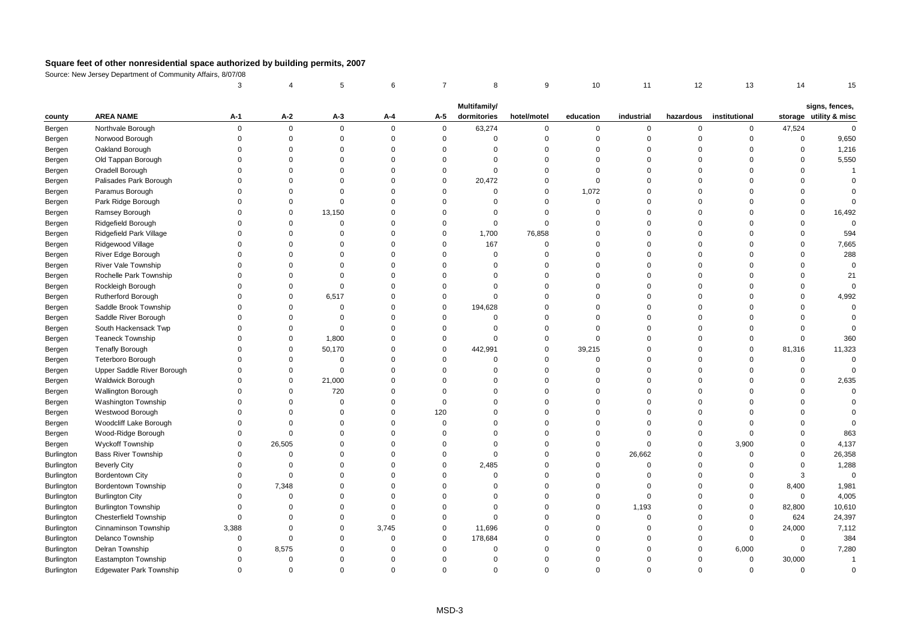# Square feet of other nonresidential space authorized by building permits, 2007

Source: New Jersey Department of Community Affairs, 8/07/08

| | | 3 | 4 | 5 | 6 | 7 | 8 | 9 | 10 | 11 | 12 | 13 | 14 | 15 |
|---|---|---|---|---|---|---|---|---|---|---|---|---|---|---|
| county | AREA NAME | A-1 | A-2 | A-3 | A-4 | A-5 | Multifamily/ dormitories | hotel/motel | education | industrial | hazardous | institutional | storage | signs, fences, utility & misc |
| Bergen | Northvale Borough | 0 | 0 | 0 | 0 | 0 | 63,274 | 0 | 0 | 0 | 0 | 0 | 47,524 | 0 |
| Bergen | Norwood Borough | 0 | 0 | 0 | 0 | 0 | 0 | 0 | 0 | 0 | 0 | 0 | 0 | 9,650 |
| Bergen | Oakland Borough | 0 | 0 | 0 | 0 | 0 | 0 | 0 | 0 | 0 | 0 | 0 | 0 | 1,216 |
| Bergen | Old Tappan Borough | 0 | 0 | 0 | 0 | 0 | 0 | 0 | 0 | 0 | 0 | 0 | 0 | 5,550 |
| Bergen | Oradell Borough | 0 | 0 | 0 | 0 | 0 | 0 | 0 | 0 | 0 | 0 | 0 | 0 | 1 |
| Bergen | Palisades Park Borough | 0 | 0 | 0 | 0 | 0 | 20,472 | 0 | 0 | 0 | 0 | 0 | 0 | 0 |
| Bergen | Paramus Borough | 0 | 0 | 0 | 0 | 0 | 0 | 0 | 1,072 | 0 | 0 | 0 | 0 | 0 |
| Bergen | Park Ridge Borough | 0 | 0 | 0 | 0 | 0 | 0 | 0 | 0 | 0 | 0 | 0 | 0 | 0 |
| Bergen | Ramsey Borough | 0 | 0 | 13,150 | 0 | 0 | 0 | 0 | 0 | 0 | 0 | 0 | 0 | 16,492 |
| Bergen | Ridgefield Borough | 0 | 0 | 0 | 0 | 0 | 0 | 0 | 0 | 0 | 0 | 0 | 0 | 0 |
| Bergen | Ridgefield Park Village | 0 | 0 | 0 | 0 | 0 | 1,700 | 76,858 | 0 | 0 | 0 | 0 | 0 | 594 |
| Bergen | Ridgewood Village | 0 | 0 | 0 | 0 | 0 | 167 | 0 | 0 | 0 | 0 | 0 | 0 | 7,665 |
| Bergen | River Edge Borough | 0 | 0 | 0 | 0 | 0 | 0 | 0 | 0 | 0 | 0 | 0 | 0 | 288 |
| Bergen | River Vale Township | 0 | 0 | 0 | 0 | 0 | 0 | 0 | 0 | 0 | 0 | 0 | 0 | 0 |
| Bergen | Rochelle Park Township | 0 | 0 | 0 | 0 | 0 | 0 | 0 | 0 | 0 | 0 | 0 | 0 | 21 |
| Bergen | Rockleigh Borough | 0 | 0 | 0 | 0 | 0 | 0 | 0 | 0 | 0 | 0 | 0 | 0 | 0 |
| Bergen | Rutherford Borough | 0 | 0 | 6,517 | 0 | 0 | 0 | 0 | 0 | 0 | 0 | 0 | 0 | 4,992 |
| Bergen | Saddle Brook Township | 0 | 0 | 0 | 0 | 0 | 194,628 | 0 | 0 | 0 | 0 | 0 | 0 | 0 |
| Bergen | Saddle River Borough | 0 | 0 | 0 | 0 | 0 | 0 | 0 | 0 | 0 | 0 | 0 | 0 | 0 |
| Bergen | South Hackensack Twp | 0 | 0 | 0 | 0 | 0 | 0 | 0 | 0 | 0 | 0 | 0 | 0 | 0 |
| Bergen | Teaneck Township | 0 | 0 | 1,800 | 0 | 0 | 0 | 0 | 0 | 0 | 0 | 0 | 0 | 360 |
| Bergen | Tenafly Borough | 0 | 0 | 50,170 | 0 | 0 | 442,991 | 0 | 39,215 | 0 | 0 | 0 | 81,316 | 11,323 |
| Bergen | Teterboro Borough | 0 | 0 | 0 | 0 | 0 | 0 | 0 | 0 | 0 | 0 | 0 | 0 | 0 |
| Bergen | Upper Saddle River Borough | 0 | 0 | 0 | 0 | 0 | 0 | 0 | 0 | 0 | 0 | 0 | 0 | 0 |
| Bergen | Waldwick Borough | 0 | 0 | 21,000 | 0 | 0 | 0 | 0 | 0 | 0 | 0 | 0 | 0 | 2,635 |
| Bergen | Wallington Borough | 0 | 0 | 720 | 0 | 0 | 0 | 0 | 0 | 0 | 0 | 0 | 0 | 0 |
| Bergen | Washington Township | 0 | 0 | 0 | 0 | 0 | 0 | 0 | 0 | 0 | 0 | 0 | 0 | 0 |
| Bergen | Westwood Borough | 0 | 0 | 0 | 0 | 120 | 0 | 0 | 0 | 0 | 0 | 0 | 0 | 0 |
| Bergen | Woodcliff Lake Borough | 0 | 0 | 0 | 0 | 0 | 0 | 0 | 0 | 0 | 0 | 0 | 0 | 0 |
| Bergen | Wood-Ridge Borough | 0 | 0 | 0 | 0 | 0 | 0 | 0 | 0 | 0 | 0 | 0 | 0 | 863 |
| Bergen | Wyckoff Township | 0 | 26,505 | 0 | 0 | 0 | 0 | 0 | 0 | 0 | 0 | 3,900 | 0 | 4,137 |
| Burlington | Bass River Township | 0 | 0 | 0 | 0 | 0 | 0 | 0 | 0 | 26,662 | 0 | 0 | 0 | 26,358 |
| Burlington | Beverly City | 0 | 0 | 0 | 0 | 0 | 2,485 | 0 | 0 | 0 | 0 | 0 | 0 | 1,288 |
| Burlington | Bordentown City | 0 | 0 | 0 | 0 | 0 | 0 | 0 | 0 | 0 | 0 | 0 | 3 | 0 |
| Burlington | Bordentown Township | 0 | 7,348 | 0 | 0 | 0 | 0 | 0 | 0 | 0 | 0 | 0 | 8,400 | 1,981 |
| Burlington | Burlington City | 0 | 0 | 0 | 0 | 0 | 0 | 0 | 0 | 0 | 0 | 0 | 0 | 4,005 |
| Burlington | Burlington Township | 0 | 0 | 0 | 0 | 0 | 0 | 0 | 0 | 1,193 | 0 | 0 | 82,800 | 10,610 |
| Burlington | Chesterfield Township | 0 | 0 | 0 | 0 | 0 | 0 | 0 | 0 | 0 | 0 | 0 | 624 | 24,397 |
| Burlington | Cinnaminson Township | 3,388 | 0 | 0 | 3,745 | 0 | 11,696 | 0 | 0 | 0 | 0 | 0 | 24,000 | 7,112 |
| Burlington | Delanco Township | 0 | 0 | 0 | 0 | 0 | 178,684 | 0 | 0 | 0 | 0 | 0 | 0 | 384 |
| Burlington | Delran Township | 0 | 8,575 | 0 | 0 | 0 | 0 | 0 | 0 | 0 | 0 | 6,000 | 0 | 7,280 |
| Burlington | Eastampton Township | 0 | 0 | 0 | 0 | 0 | 0 | 0 | 0 | 0 | 0 | 0 | 30,000 | 1 |
| Burlington | Edgewater Park Township | 0 | 0 | 0 | 0 | 0 | 0 | 0 | 0 | 0 | 0 | 0 | 0 | 0 |

MSD-3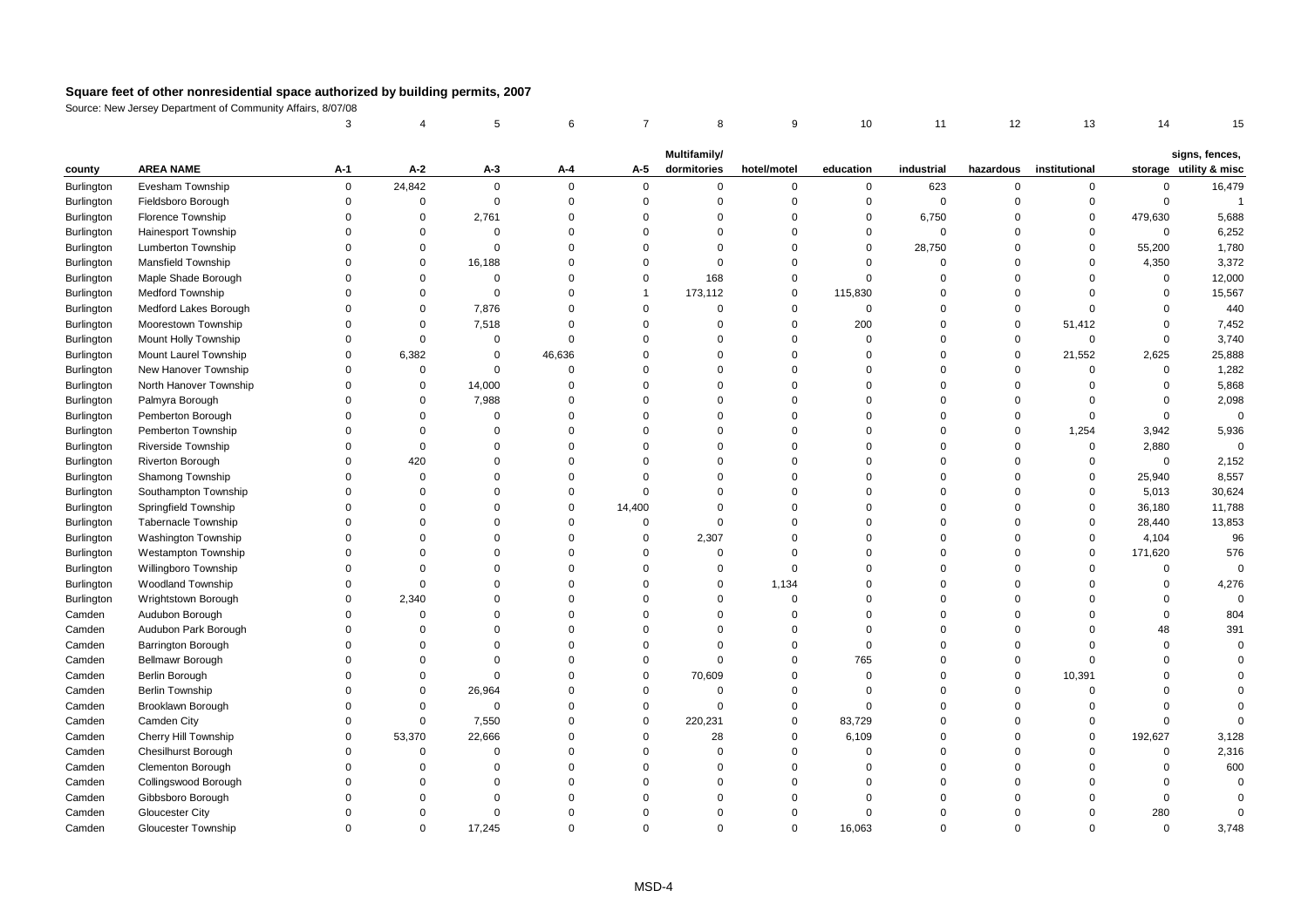# Square feet of other nonresidential space authorized by building permits, 2007

Source: New Jersey Department of Community Affairs, 8/07/08

| | | 3 | 4 | 5 | 6 | 7 | 8 | 9 | 10 | 11 | 12 | 13 | 14 | 15 |
|---|---|---|---|---|---|---|---|---|---|---|---|---|---|---|
| county | AREA NAME | A-1 | A-2 | A-3 | A-4 | A-5 | Multifamily/ dormitories | hotel/motel | education | industrial | hazardous | institutional | storage | signs, fences, utility & misc |
| Burlington | Evesham Township | 0 | 24,842 | 0 | 0 | 0 | 0 | 0 | 0 | 623 | 0 | 0 | 0 | 16,479 |
| Burlington | Fieldsboro Borough | 0 | 0 | 0 | 0 | 0 | 0 | 0 | 0 | 0 | 0 | 0 | 0 | 1 |
| Burlington | Florence Township | 0 | 0 | 2,761 | 0 | 0 | 0 | 0 | 0 | 6,750 | 0 | 0 | 479,630 | 5,688 |
| Burlington | Hainesport Township | 0 | 0 | 0 | 0 | 0 | 0 | 0 | 0 | 0 | 0 | 0 | 0 | 6,252 |
| Burlington | Lumberton Township | 0 | 0 | 0 | 0 | 0 | 0 | 0 | 0 | 28,750 | 0 | 0 | 55,200 | 1,780 |
| Burlington | Mansfield Township | 0 | 0 | 16,188 | 0 | 0 | 0 | 0 | 0 | 0 | 0 | 0 | 4,350 | 3,372 |
| Burlington | Maple Shade Borough | 0 | 0 | 0 | 0 | 0 | 168 | 0 | 0 | 0 | 0 | 0 | 0 | 12,000 |
| Burlington | Medford Township | 0 | 0 | 0 | 0 | 1 | 173,112 | 0 | 115,830 | 0 | 0 | 0 | 0 | 15,567 |
| Burlington | Medford Lakes Borough | 0 | 0 | 7,876 | 0 | 0 | 0 | 0 | 0 | 0 | 0 | 0 | 0 | 440 |
| Burlington | Moorestown Township | 0 | 0 | 7,518 | 0 | 0 | 0 | 0 | 200 | 0 | 0 | 51,412 | 0 | 7,452 |
| Burlington | Mount Holly Township | 0 | 0 | 0 | 0 | 0 | 0 | 0 | 0 | 0 | 0 | 0 | 0 | 3,740 |
| Burlington | Mount Laurel Township | 0 | 6,382 | 0 | 46,636 | 0 | 0 | 0 | 0 | 0 | 0 | 21,552 | 2,625 | 25,888 |
| Burlington | New Hanover Township | 0 | 0 | 0 | 0 | 0 | 0 | 0 | 0 | 0 | 0 | 0 | 0 | 1,282 |
| Burlington | North Hanover Township | 0 | 0 | 14,000 | 0 | 0 | 0 | 0 | 0 | 0 | 0 | 0 | 0 | 5,868 |
| Burlington | Palmyra Borough | 0 | 0 | 7,988 | 0 | 0 | 0 | 0 | 0 | 0 | 0 | 0 | 0 | 2,098 |
| Burlington | Pemberton Borough | 0 | 0 | 0 | 0 | 0 | 0 | 0 | 0 | 0 | 0 | 0 | 0 | 0 |
| Burlington | Pemberton Township | 0 | 0 | 0 | 0 | 0 | 0 | 0 | 0 | 0 | 0 | 1,254 | 3,942 | 5,936 |
| Burlington | Riverside Township | 0 | 0 | 0 | 0 | 0 | 0 | 0 | 0 | 0 | 0 | 0 | 2,880 | 0 |
| Burlington | Riverton Borough | 0 | 420 | 0 | 0 | 0 | 0 | 0 | 0 | 0 | 0 | 0 | 0 | 2,152 |
| Burlington | Shamong Township | 0 | 0 | 0 | 0 | 0 | 0 | 0 | 0 | 0 | 0 | 0 | 25,940 | 8,557 |
| Burlington | Southampton Township | 0 | 0 | 0 | 0 | 0 | 0 | 0 | 0 | 0 | 0 | 0 | 5,013 | 30,624 |
| Burlington | Springfield Township | 0 | 0 | 0 | 0 | 14,400 | 0 | 0 | 0 | 0 | 0 | 0 | 36,180 | 11,788 |
| Burlington | Tabernacle Township | 0 | 0 | 0 | 0 | 0 | 0 | 0 | 0 | 0 | 0 | 0 | 28,440 | 13,853 |
| Burlington | Washington Township | 0 | 0 | 0 | 0 | 0 | 2,307 | 0 | 0 | 0 | 0 | 0 | 4,104 | 96 |
| Burlington | Westampton Township | 0 | 0 | 0 | 0 | 0 | 0 | 0 | 0 | 0 | 0 | 0 | 171,620 | 576 |
| Burlington | Willingboro Township | 0 | 0 | 0 | 0 | 0 | 0 | 0 | 0 | 0 | 0 | 0 | 0 | 0 |
| Burlington | Woodland Township | 0 | 0 | 0 | 0 | 0 | 0 | 1,134 | 0 | 0 | 0 | 0 | 0 | 4,276 |
| Burlington | Wrightstown Borough | 0 | 2,340 | 0 | 0 | 0 | 0 | 0 | 0 | 0 | 0 | 0 | 0 | 0 |
| Camden | Audubon Borough | 0 | 0 | 0 | 0 | 0 | 0 | 0 | 0 | 0 | 0 | 0 | 0 | 804 |
| Camden | Audubon Park Borough | 0 | 0 | 0 | 0 | 0 | 0 | 0 | 0 | 0 | 0 | 0 | 48 | 391 |
| Camden | Barrington Borough | 0 | 0 | 0 | 0 | 0 | 0 | 0 | 0 | 0 | 0 | 0 | 0 | 0 |
| Camden | Bellmawr Borough | 0 | 0 | 0 | 0 | 0 | 0 | 0 | 765 | 0 | 0 | 0 | 0 | 0 |
| Camden | Berlin Borough | 0 | 0 | 0 | 0 | 0 | 70,609 | 0 | 0 | 0 | 0 | 10,391 | 0 | 0 |
| Camden | Berlin Township | 0 | 0 | 26,964 | 0 | 0 | 0 | 0 | 0 | 0 | 0 | 0 | 0 | 0 |
| Camden | Brooklawn Borough | 0 | 0 | 0 | 0 | 0 | 0 | 0 | 0 | 0 | 0 | 0 | 0 | 0 |
| Camden | Camden City | 0 | 0 | 7,550 | 0 | 0 | 220,231 | 0 | 83,729 | 0 | 0 | 0 | 0 | 0 |
| Camden | Cherry Hill Township | 0 | 53,370 | 22,666 | 0 | 0 | 28 | 0 | 6,109 | 0 | 0 | 0 | 192,627 | 3,128 |
| Camden | Chesilhurst Borough | 0 | 0 | 0 | 0 | 0 | 0 | 0 | 0 | 0 | 0 | 0 | 0 | 2,316 |
| Camden | Clementon Borough | 0 | 0 | 0 | 0 | 0 | 0 | 0 | 0 | 0 | 0 | 0 | 0 | 600 |
| Camden | Collingswood Borough | 0 | 0 | 0 | 0 | 0 | 0 | 0 | 0 | 0 | 0 | 0 | 0 | 0 |
| Camden | Gibbsboro Borough | 0 | 0 | 0 | 0 | 0 | 0 | 0 | 0 | 0 | 0 | 0 | 0 | 0 |
| Camden | Gloucester City | 0 | 0 | 0 | 0 | 0 | 0 | 0 | 0 | 0 | 0 | 0 | 280 | 0 |
| Camden | Gloucester Township | 0 | 0 | 17,245 | 0 | 0 | 0 | 0 | 16,063 | 0 | 0 | 0 | 0 | 3,748 |

MSD-4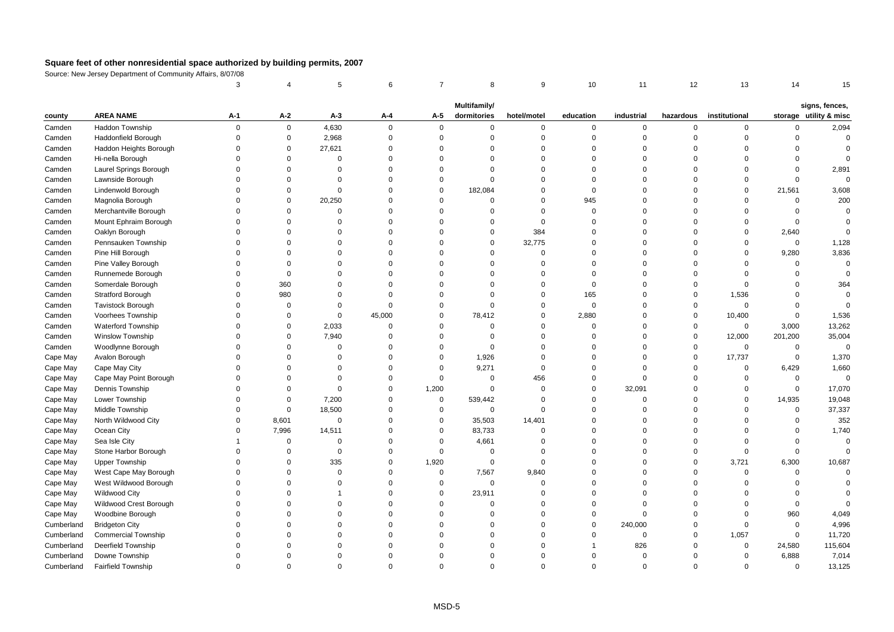# Square feet of other nonresidential space authorized by building permits, 2007

Source: New Jersey Department of Community Affairs, 8/07/08

| | | 3 | 4 | 5 | 6 | 7 | 8 | 9 | 10 | 11 | 12 | 13 | 14 | 15 |
|---|---|---|---|---|---|---|---|---|---|---|---|---|---|---|
| county | AREA NAME | A-1 | A-2 | A-3 | A-4 | A-5 | Multifamily/ dormitories | hotel/motel | education | industrial | hazardous | institutional | storage | signs, fences, utility & misc |
| Camden | Haddon Township | 0 | 0 | 4,630 | 0 | 0 | 0 | 0 | 0 | 0 | 0 | 0 | 0 | 2,094 |
| Camden | Haddonfield Borough | 0 | 0 | 2,968 | 0 | 0 | 0 | 0 | 0 | 0 | 0 | 0 | 0 | 0 |
| Camden | Haddon Heights Borough | 0 | 0 | 27,621 | 0 | 0 | 0 | 0 | 0 | 0 | 0 | 0 | 0 | 0 |
| Camden | Hi-nella Borough | 0 | 0 | 0 | 0 | 0 | 0 | 0 | 0 | 0 | 0 | 0 | 0 | 0 |
| Camden | Laurel Springs Borough | 0 | 0 | 0 | 0 | 0 | 0 | 0 | 0 | 0 | 0 | 0 | 0 | 2,891 |
| Camden | Lawnside Borough | 0 | 0 | 0 | 0 | 0 | 0 | 0 | 0 | 0 | 0 | 0 | 0 | 0 |
| Camden | Lindenwold Borough | 0 | 0 | 0 | 0 | 0 | 182,084 | 0 | 0 | 0 | 0 | 0 | 21,561 | 3,608 |
| Camden | Magnolia Borough | 0 | 0 | 20,250 | 0 | 0 | 0 | 0 | 945 | 0 | 0 | 0 | 0 | 200 |
| Camden | Merchantville Borough | 0 | 0 | 0 | 0 | 0 | 0 | 0 | 0 | 0 | 0 | 0 | 0 | 0 |
| Camden | Mount Ephraim Borough | 0 | 0 | 0 | 0 | 0 | 0 | 0 | 0 | 0 | 0 | 0 | 0 | 0 |
| Camden | Oaklyn Borough | 0 | 0 | 0 | 0 | 0 | 0 | 384 | 0 | 0 | 0 | 0 | 2,640 | 0 |
| Camden | Pennsauken Township | 0 | 0 | 0 | 0 | 0 | 0 | 32,775 | 0 | 0 | 0 | 0 | 0 | 1,128 |
| Camden | Pine Hill Borough | 0 | 0 | 0 | 0 | 0 | 0 | 0 | 0 | 0 | 0 | 0 | 9,280 | 3,836 |
| Camden | Pine Valley Borough | 0 | 0 | 0 | 0 | 0 | 0 | 0 | 0 | 0 | 0 | 0 | 0 | 0 |
| Camden | Runnemede Borough | 0 | 0 | 0 | 0 | 0 | 0 | 0 | 0 | 0 | 0 | 0 | 0 | 0 |
| Camden | Somerdale Borough | 0 | 360 | 0 | 0 | 0 | 0 | 0 | 0 | 0 | 0 | 0 | 0 | 364 |
| Camden | Stratford Borough | 0 | 980 | 0 | 0 | 0 | 0 | 0 | 165 | 0 | 0 | 1,536 | 0 | 0 |
| Camden | Tavistock Borough | 0 | 0 | 0 | 0 | 0 | 0 | 0 | 0 | 0 | 0 | 0 | 0 | 0 |
| Camden | Voorhees Township | 0 | 0 | 0 | 45,000 | 0 | 78,412 | 0 | 2,880 | 0 | 0 | 10,400 | 0 | 1,536 |
| Camden | Waterford Township | 0 | 0 | 2,033 | 0 | 0 | 0 | 0 | 0 | 0 | 0 | 0 | 3,000 | 13,262 |
| Camden | Winslow Township | 0 | 0 | 7,940 | 0 | 0 | 0 | 0 | 0 | 0 | 0 | 12,000 | 201,200 | 35,004 |
| Camden | Woodlynne Borough | 0 | 0 | 0 | 0 | 0 | 0 | 0 | 0 | 0 | 0 | 0 | 0 | 0 |
| Cape May | Avalon Borough | 0 | 0 | 0 | 0 | 0 | 1,926 | 0 | 0 | 0 | 0 | 17,737 | 0 | 1,370 |
| Cape May | Cape May City | 0 | 0 | 0 | 0 | 0 | 9,271 | 0 | 0 | 0 | 0 | 0 | 6,429 | 1,660 |
| Cape May | Cape May Point Borough | 0 | 0 | 0 | 0 | 0 | 0 | 456 | 0 | 0 | 0 | 0 | 0 | 0 |
| Cape May | Dennis Township | 0 | 0 | 0 | 0 | 1,200 | 0 | 0 | 0 | 32,091 | 0 | 0 | 0 | 17,070 |
| Cape May | Lower Township | 0 | 0 | 7,200 | 0 | 0 | 539,442 | 0 | 0 | 0 | 0 | 0 | 14,935 | 19,048 |
| Cape May | Middle Township | 0 | 0 | 18,500 | 0 | 0 | 0 | 0 | 0 | 0 | 0 | 0 | 0 | 37,337 |
| Cape May | North Wildwood City | 0 | 8,601 | 0 | 0 | 0 | 35,503 | 14,401 | 0 | 0 | 0 | 0 | 0 | 352 |
| Cape May | Ocean City | 0 | 7,996 | 14,511 | 0 | 0 | 83,733 | 0 | 0 | 0 | 0 | 0 | 0 | 1,740 |
| Cape May | Sea Isle City | 1 | 0 | 0 | 0 | 0 | 4,661 | 0 | 0 | 0 | 0 | 0 | 0 | 0 |
| Cape May | Stone Harbor Borough | 0 | 0 | 0 | 0 | 0 | 0 | 0 | 0 | 0 | 0 | 0 | 0 | 0 |
| Cape May | Upper Township | 0 | 0 | 335 | 0 | 1,920 | 0 | 0 | 0 | 0 | 0 | 3,721 | 6,300 | 10,687 |
| Cape May | West Cape May Borough | 0 | 0 | 0 | 0 | 0 | 7,567 | 9,840 | 0 | 0 | 0 | 0 | 0 | 0 |
| Cape May | West Wildwood Borough | 0 | 0 | 0 | 0 | 0 | 0 | 0 | 0 | 0 | 0 | 0 | 0 | 0 |
| Cape May | Wildwood City | 0 | 0 | 1 | 0 | 0 | 23,911 | 0 | 0 | 0 | 0 | 0 | 0 | 0 |
| Cape May | Wildwood Crest Borough | 0 | 0 | 0 | 0 | 0 | 0 | 0 | 0 | 0 | 0 | 0 | 0 | 0 |
| Cape May | Woodbine Borough | 0 | 0 | 0 | 0 | 0 | 0 | 0 | 0 | 0 | 0 | 0 | 960 | 4,049 |
| Cumberland | Bridgeton City | 0 | 0 | 0 | 0 | 0 | 0 | 0 | 0 | 240,000 | 0 | 0 | 0 | 4,996 |
| Cumberland | Commercial Township | 0 | 0 | 0 | 0 | 0 | 0 | 0 | 0 | 0 | 0 | 1,057 | 0 | 11,720 |
| Cumberland | Deerfield Township | 0 | 0 | 0 | 0 | 0 | 0 | 0 | 1 | 826 | 0 | 0 | 24,580 | 115,604 |
| Cumberland | Downe Township | 0 | 0 | 0 | 0 | 0 | 0 | 0 | 0 | 0 | 0 | 0 | 6,888 | 7,014 |
| Cumberland | Fairfield Township | 0 | 0 | 0 | 0 | 0 | 0 | 0 | 0 | 0 | 0 | 0 | 0 | 13,125 |

MSD-5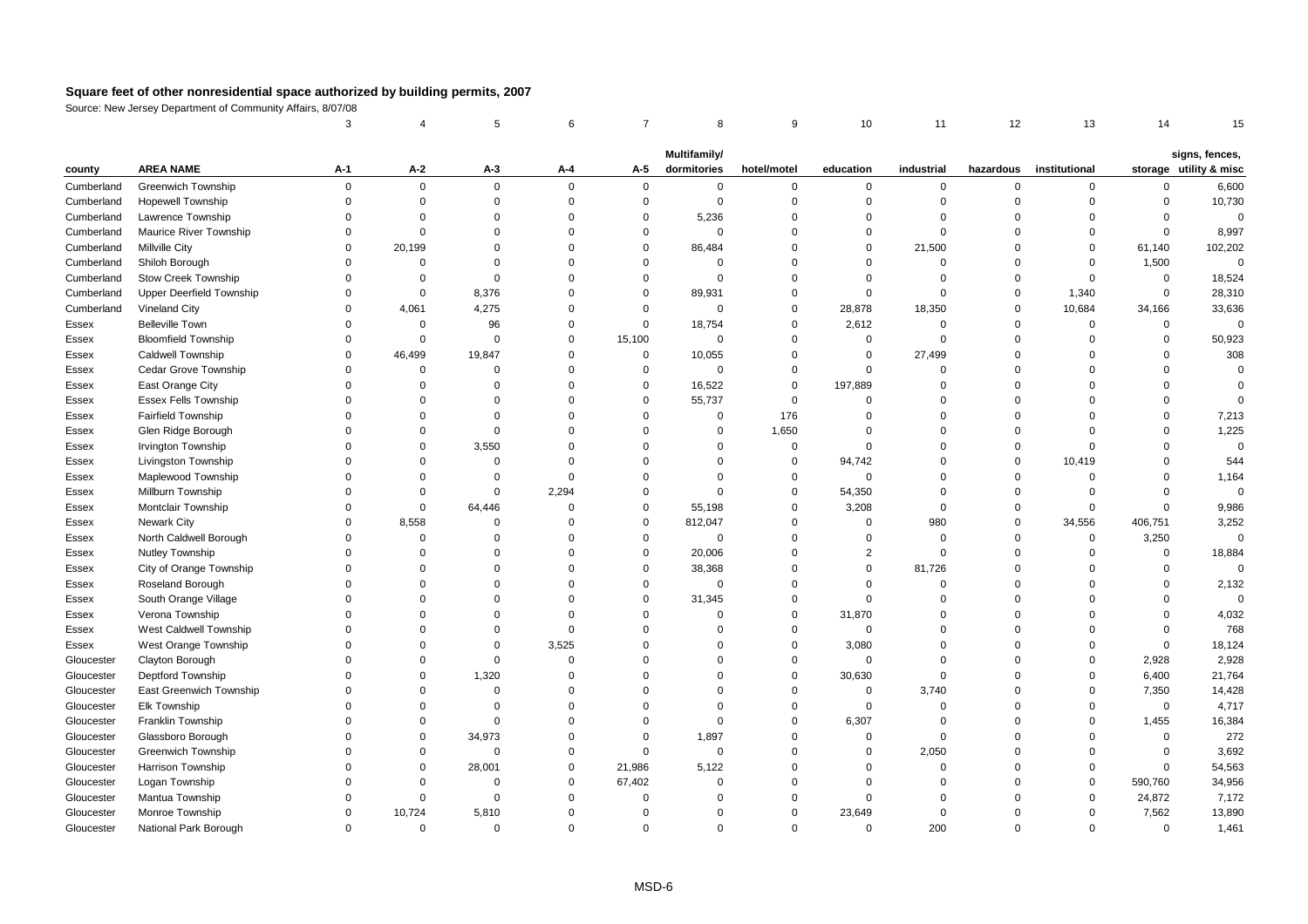# Square feet of other nonresidential space authorized by building permits, 2007

Source: New Jersey Department of Community Affairs, 8/07/08

| | | 3 | 4 | 5 | 6 | 7 | 8 | 9 | 10 | 11 | 12 | 13 | 14 | 15 |
|---|---|---|---|---|---|---|---|---|---|---|---|---|---|---|
| county | AREA NAME | A-1 | A-2 | A-3 | A-4 | A-5 | Multifamily/ dormitories | hotel/motel | education | industrial | hazardous | institutional | storage | signs, fences, utility & misc |
| Cumberland | Greenwich Township | 0 | 0 | 0 | 0 | 0 | 0 | 0 | 0 | 0 | 0 | 0 | 0 | 6,600 |
| Cumberland | Hopewell Township | 0 | 0 | 0 | 0 | 0 | 0 | 0 | 0 | 0 | 0 | 0 | 0 | 10,730 |
| Cumberland | Lawrence Township | 0 | 0 | 0 | 0 | 0 | 5,236 | 0 | 0 | 0 | 0 | 0 | 0 | 0 |
| Cumberland | Maurice River Township | 0 | 0 | 0 | 0 | 0 | 0 | 0 | 0 | 0 | 0 | 0 | 0 | 8,997 |
| Cumberland | Millville City | 0 | 20,199 | 0 | 0 | 0 | 86,484 | 0 | 0 | 21,500 | 0 | 0 | 61,140 | 102,202 |
| Cumberland | Shiloh Borough | 0 | 0 | 0 | 0 | 0 | 0 | 0 | 0 | 0 | 0 | 0 | 1,500 | 0 |
| Cumberland | Stow Creek Township | 0 | 0 | 0 | 0 | 0 | 0 | 0 | 0 | 0 | 0 | 0 | 0 | 18,524 |
| Cumberland | Upper Deerfield Township | 0 | 0 | 8,376 | 0 | 0 | 89,931 | 0 | 0 | 0 | 0 | 1,340 | 0 | 28,310 |
| Cumberland | Vineland City | 0 | 4,061 | 4,275 | 0 | 0 | 0 | 0 | 28,878 | 18,350 | 0 | 10,684 | 34,166 | 33,636 |
| Essex | Belleville Town | 0 | 0 | 96 | 0 | 0 | 18,754 | 0 | 2,612 | 0 | 0 | 0 | 0 | 0 |
| Essex | Bloomfield Township | 0 | 0 | 0 | 0 | 15,100 | 0 | 0 | 0 | 0 | 0 | 0 | 0 | 50,923 |
| Essex | Caldwell Township | 0 | 46,499 | 19,847 | 0 | 0 | 10,055 | 0 | 0 | 27,499 | 0 | 0 | 0 | 308 |
| Essex | Cedar Grove Township | 0 | 0 | 0 | 0 | 0 | 0 | 0 | 0 | 0 | 0 | 0 | 0 | 0 |
| Essex | East Orange City | 0 | 0 | 0 | 0 | 0 | 16,522 | 0 | 197,889 | 0 | 0 | 0 | 0 | 0 |
| Essex | Essex Fells Township | 0 | 0 | 0 | 0 | 0 | 55,737 | 0 | 0 | 0 | 0 | 0 | 0 | 0 |
| Essex | Fairfield Township | 0 | 0 | 0 | 0 | 0 | 0 | 176 | 0 | 0 | 0 | 0 | 0 | 7,213 |
| Essex | Glen Ridge Borough | 0 | 0 | 0 | 0 | 0 | 0 | 1,650 | 0 | 0 | 0 | 0 | 0 | 1,225 |
| Essex | Irvington Township | 0 | 0 | 3,550 | 0 | 0 | 0 | 0 | 0 | 0 | 0 | 0 | 0 | 0 |
| Essex | Livingston Township | 0 | 0 | 0 | 0 | 0 | 0 | 0 | 94,742 | 0 | 0 | 10,419 | 0 | 544 |
| Essex | Maplewood Township | 0 | 0 | 0 | 0 | 0 | 0 | 0 | 0 | 0 | 0 | 0 | 0 | 1,164 |
| Essex | Millburn Township | 0 | 0 | 0 | 2,294 | 0 | 0 | 0 | 54,350 | 0 | 0 | 0 | 0 | 0 |
| Essex | Montclair Township | 0 | 0 | 64,446 | 0 | 0 | 55,198 | 0 | 3,208 | 0 | 0 | 0 | 0 | 9,986 |
| Essex | Newark City | 0 | 8,558 | 0 | 0 | 0 | 812,047 | 0 | 0 | 980 | 0 | 34,556 | 406,751 | 3,252 |
| Essex | North Caldwell Borough | 0 | 0 | 0 | 0 | 0 | 0 | 0 | 0 | 0 | 0 | 0 | 3,250 | 0 |
| Essex | Nutley Township | 0 | 0 | 0 | 0 | 0 | 20,006 | 0 | 2 | 0 | 0 | 0 | 0 | 18,884 |
| Essex | City of Orange Township | 0 | 0 | 0 | 0 | 0 | 38,368 | 0 | 0 | 81,726 | 0 | 0 | 0 | 0 |
| Essex | Roseland Borough | 0 | 0 | 0 | 0 | 0 | 0 | 0 | 0 | 0 | 0 | 0 | 0 | 2,132 |
| Essex | South Orange Village | 0 | 0 | 0 | 0 | 0 | 31,345 | 0 | 0 | 0 | 0 | 0 | 0 | 0 |
| Essex | Verona Township | 0 | 0 | 0 | 0 | 0 | 0 | 0 | 31,870 | 0 | 0 | 0 | 0 | 4,032 |
| Essex | West Caldwell Township | 0 | 0 | 0 | 0 | 0 | 0 | 0 | 0 | 0 | 0 | 0 | 0 | 768 |
| Essex | West Orange Township | 0 | 0 | 0 | 3,525 | 0 | 0 | 0 | 3,080 | 0 | 0 | 0 | 0 | 18,124 |
| Gloucester | Clayton Borough | 0 | 0 | 0 | 0 | 0 | 0 | 0 | 0 | 0 | 0 | 0 | 2,928 | 2,928 |
| Gloucester | Deptford Township | 0 | 0 | 1,320 | 0 | 0 | 0 | 0 | 30,630 | 0 | 0 | 0 | 6,400 | 21,764 |
| Gloucester | East Greenwich Township | 0 | 0 | 0 | 0 | 0 | 0 | 0 | 0 | 3,740 | 0 | 0 | 7,350 | 14,428 |
| Gloucester | Elk Township | 0 | 0 | 0 | 0 | 0 | 0 | 0 | 0 | 0 | 0 | 0 | 0 | 4,717 |
| Gloucester | Franklin Township | 0 | 0 | 0 | 0 | 0 | 0 | 0 | 6,307 | 0 | 0 | 0 | 1,455 | 16,384 |
| Gloucester | Glassboro Borough | 0 | 0 | 34,973 | 0 | 0 | 1,897 | 0 | 0 | 0 | 0 | 0 | 0 | 272 |
| Gloucester | Greenwich Township | 0 | 0 | 0 | 0 | 0 | 0 | 0 | 0 | 2,050 | 0 | 0 | 0 | 3,692 |
| Gloucester | Harrison Township | 0 | 0 | 28,001 | 0 | 21,986 | 5,122 | 0 | 0 | 0 | 0 | 0 | 0 | 54,563 |
| Gloucester | Logan Township | 0 | 0 | 0 | 0 | 67,402 | 0 | 0 | 0 | 0 | 0 | 0 | 590,760 | 34,956 |
| Gloucester | Mantua Township | 0 | 0 | 0 | 0 | 0 | 0 | 0 | 0 | 0 | 0 | 0 | 24,872 | 7,172 |
| Gloucester | Monroe Township | 0 | 10,724 | 5,810 | 0 | 0 | 0 | 0 | 23,649 | 0 | 0 | 0 | 7,562 | 13,890 |
| Gloucester | National Park Borough | 0 | 0 | 0 | 0 | 0 | 0 | 0 | 0 | 200 | 0 | 0 | 0 | 1,461 |

MSD-6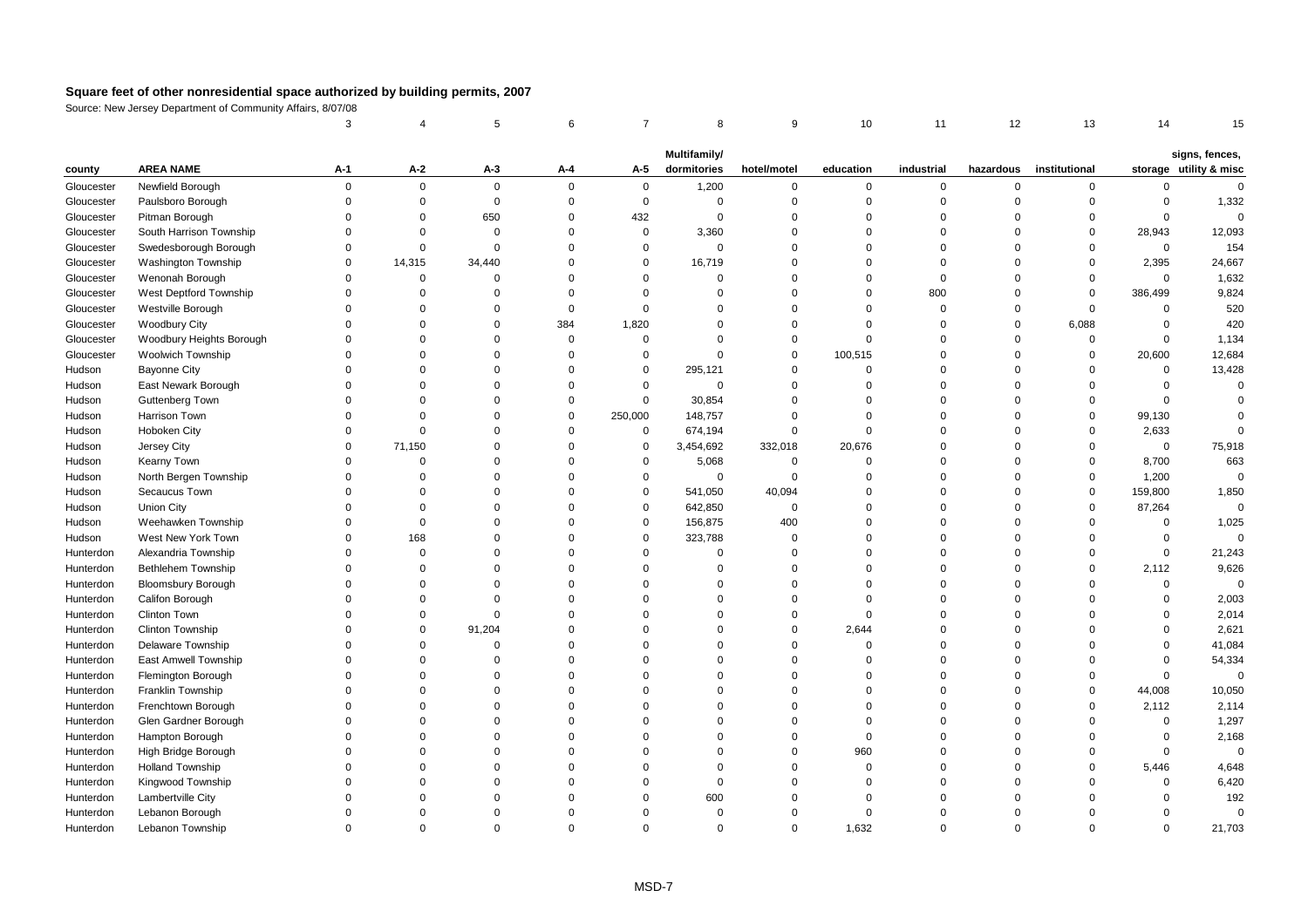# Square feet of other nonresidential space authorized by building permits, 2007

Source: New Jersey Department of Community Affairs, 8/07/08

| | | 3 | 4 | 5 | 6 | 7 | 8 | 9 | 10 | 11 | 12 | 13 | 14 | 15 |
|---|---|---|---|---|---|---|---|---|---|---|---|---|---|---|
| county | AREA NAME | A-1 | A-2 | A-3 | A-4 | A-5 | Multifamily/ dormitories | hotel/motel | education | industrial | hazardous | institutional | storage | signs, fences, utility & misc |
| Gloucester | Newfield Borough | 0 | 0 | 0 | 0 | 0 | 1,200 | 0 | 0 | 0 | 0 | 0 | 0 | 0 |
| Gloucester | Paulsboro Borough | 0 | 0 | 0 | 0 | 0 | 0 | 0 | 0 | 0 | 0 | 0 | 0 | 1,332 |
| Gloucester | Pitman Borough | 0 | 0 | 650 | 0 | 432 | 0 | 0 | 0 | 0 | 0 | 0 | 0 | 0 |
| Gloucester | South Harrison Township | 0 | 0 | 0 | 0 | 0 | 3,360 | 0 | 0 | 0 | 0 | 0 | 28,943 | 12,093 |
| Gloucester | Swedesborough Borough | 0 | 0 | 0 | 0 | 0 | 0 | 0 | 0 | 0 | 0 | 0 | 0 | 154 |
| Gloucester | Washington Township | 0 | 14,315 | 34,440 | 0 | 0 | 16,719 | 0 | 0 | 0 | 0 | 0 | 2,395 | 24,667 |
| Gloucester | Wenonah Borough | 0 | 0 | 0 | 0 | 0 | 0 | 0 | 0 | 0 | 0 | 0 | 0 | 1,632 |
| Gloucester | West Deptford Township | 0 | 0 | 0 | 0 | 0 | 0 | 0 | 0 | 800 | 0 | 0 | 386,499 | 9,824 |
| Gloucester | Westville Borough | 0 | 0 | 0 | 0 | 0 | 0 | 0 | 0 | 0 | 0 | 0 | 0 | 520 |
| Gloucester | Woodbury City | 0 | 0 | 0 | 384 | 1,820 | 0 | 0 | 0 | 0 | 0 | 6,088 | 0 | 420 |
| Gloucester | Woodbury Heights Borough | 0 | 0 | 0 | 0 | 0 | 0 | 0 | 0 | 0 | 0 | 0 | 0 | 1,134 |
| Gloucester | Woolwich Township | 0 | 0 | 0 | 0 | 0 | 0 | 0 | 100,515 | 0 | 0 | 0 | 20,600 | 12,684 |
| Hudson | Bayonne City | 0 | 0 | 0 | 0 | 0 | 295,121 | 0 | 0 | 0 | 0 | 0 | 0 | 13,428 |
| Hudson | East Newark Borough | 0 | 0 | 0 | 0 | 0 | 0 | 0 | 0 | 0 | 0 | 0 | 0 | 0 |
| Hudson | Guttenberg Town | 0 | 0 | 0 | 0 | 0 | 30,854 | 0 | 0 | 0 | 0 | 0 | 0 | 0 |
| Hudson | Harrison Town | 0 | 0 | 0 | 0 | 250,000 | 148,757 | 0 | 0 | 0 | 0 | 0 | 99,130 | 0 |
| Hudson | Hoboken City | 0 | 0 | 0 | 0 | 0 | 674,194 | 0 | 0 | 0 | 0 | 0 | 2,633 | 0 |
| Hudson | Jersey City | 0 | 71,150 | 0 | 0 | 0 | 3,454,692 | 332,018 | 20,676 | 0 | 0 | 0 | 0 | 75,918 |
| Hudson | Kearny Town | 0 | 0 | 0 | 0 | 0 | 5,068 | 0 | 0 | 0 | 0 | 0 | 8,700 | 663 |
| Hudson | North Bergen Township | 0 | 0 | 0 | 0 | 0 | 0 | 0 | 0 | 0 | 0 | 0 | 1,200 | 0 |
| Hudson | Secaucus Town | 0 | 0 | 0 | 0 | 0 | 541,050 | 40,094 | 0 | 0 | 0 | 0 | 159,800 | 1,850 |
| Hudson | Union City | 0 | 0 | 0 | 0 | 0 | 642,850 | 0 | 0 | 0 | 0 | 0 | 87,264 | 0 |
| Hudson | Weehawken Township | 0 | 0 | 0 | 0 | 0 | 156,875 | 400 | 0 | 0 | 0 | 0 | 0 | 1,025 |
| Hudson | West New York Town | 0 | 168 | 0 | 0 | 0 | 323,788 | 0 | 0 | 0 | 0 | 0 | 0 | 0 |
| Hunterdon | Alexandria Township | 0 | 0 | 0 | 0 | 0 | 0 | 0 | 0 | 0 | 0 | 0 | 0 | 21,243 |
| Hunterdon | Bethlehem Township | 0 | 0 | 0 | 0 | 0 | 0 | 0 | 0 | 0 | 0 | 0 | 2,112 | 9,626 |
| Hunterdon | Bloomsbury Borough | 0 | 0 | 0 | 0 | 0 | 0 | 0 | 0 | 0 | 0 | 0 | 0 | 0 |
| Hunterdon | Califon Borough | 0 | 0 | 0 | 0 | 0 | 0 | 0 | 0 | 0 | 0 | 0 | 0 | 2,003 |
| Hunterdon | Clinton Town | 0 | 0 | 0 | 0 | 0 | 0 | 0 | 0 | 0 | 0 | 0 | 0 | 2,014 |
| Hunterdon | Clinton Township | 0 | 0 | 91,204 | 0 | 0 | 0 | 0 | 2,644 | 0 | 0 | 0 | 0 | 2,621 |
| Hunterdon | Delaware Township | 0 | 0 | 0 | 0 | 0 | 0 | 0 | 0 | 0 | 0 | 0 | 0 | 41,084 |
| Hunterdon | East Amwell Township | 0 | 0 | 0 | 0 | 0 | 0 | 0 | 0 | 0 | 0 | 0 | 0 | 54,334 |
| Hunterdon | Flemington Borough | 0 | 0 | 0 | 0 | 0 | 0 | 0 | 0 | 0 | 0 | 0 | 0 | 0 |
| Hunterdon | Franklin Township | 0 | 0 | 0 | 0 | 0 | 0 | 0 | 0 | 0 | 0 | 0 | 44,008 | 10,050 |
| Hunterdon | Frenchtown Borough | 0 | 0 | 0 | 0 | 0 | 0 | 0 | 0 | 0 | 0 | 0 | 2,112 | 2,114 |
| Hunterdon | Glen Gardner Borough | 0 | 0 | 0 | 0 | 0 | 0 | 0 | 0 | 0 | 0 | 0 | 0 | 1,297 |
| Hunterdon | Hampton Borough | 0 | 0 | 0 | 0 | 0 | 0 | 0 | 0 | 0 | 0 | 0 | 0 | 2,168 |
| Hunterdon | High Bridge Borough | 0 | 0 | 0 | 0 | 0 | 0 | 0 | 960 | 0 | 0 | 0 | 0 | 0 |
| Hunterdon | Holland Township | 0 | 0 | 0 | 0 | 0 | 0 | 0 | 0 | 0 | 0 | 0 | 5,446 | 4,648 |
| Hunterdon | Kingwood Township | 0 | 0 | 0 | 0 | 0 | 0 | 0 | 0 | 0 | 0 | 0 | 0 | 6,420 |
| Hunterdon | Lambertville City | 0 | 0 | 0 | 0 | 0 | 600 | 0 | 0 | 0 | 0 | 0 | 0 | 192 |
| Hunterdon | Lebanon Borough | 0 | 0 | 0 | 0 | 0 | 0 | 0 | 0 | 0 | 0 | 0 | 0 | 0 |
| Hunterdon | Lebanon Township | 0 | 0 | 0 | 0 | 0 | 0 | 0 | 1,632 | 0 | 0 | 0 | 0 | 21,703 |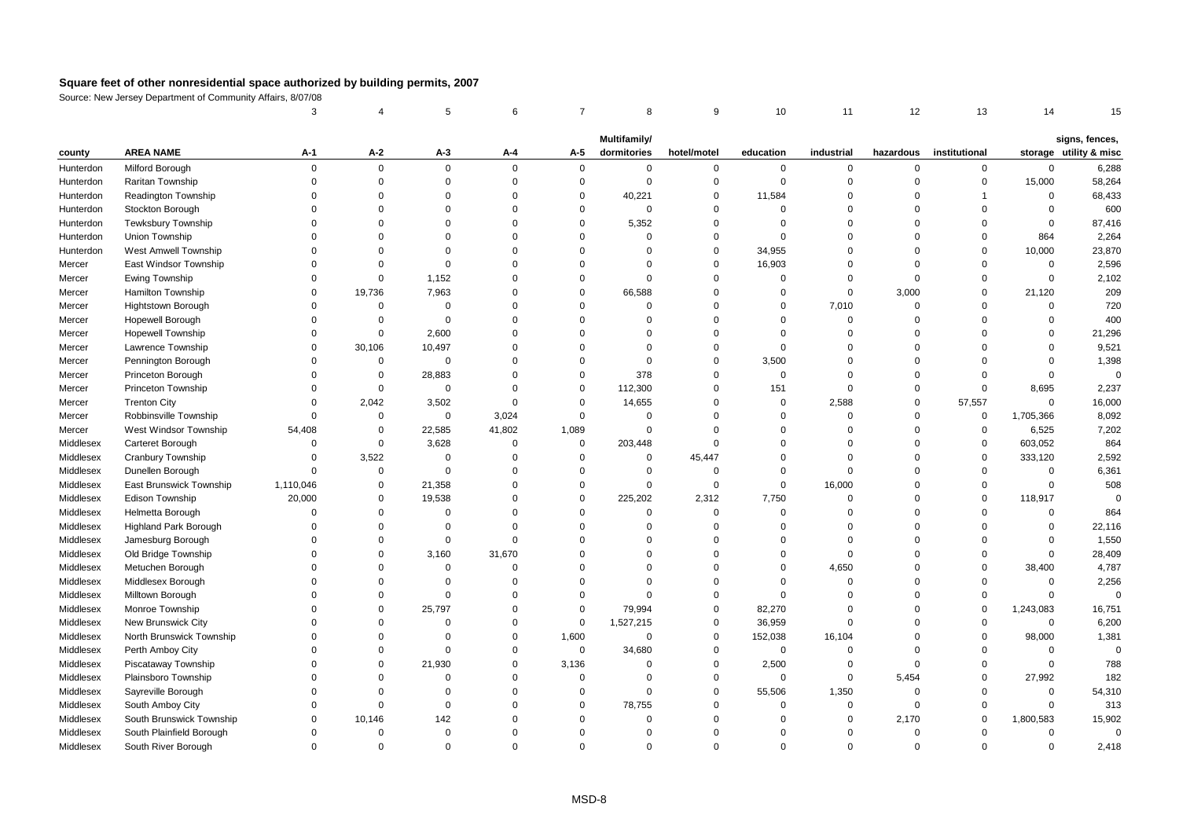# Square feet of other nonresidential space authorized by building permits, 2007

Source: New Jersey Department of Community Affairs, 8/07/08

| | | 3 | 4 | 5 | 6 | 7 | 8 | 9 | 10 | 11 | 12 | 13 | 14 | 15 |
|---|---|---|---|---|---|---|---|---|---|---|---|---|---|---|
| county | AREA NAME | A-1 | A-2 | A-3 | A-4 | A-5 | Multifamily/ dormitories | hotel/motel | education | industrial | hazardous | institutional | storage | signs, fences, utility & misc |
| Hunterdon | Milford Borough | 0 | 0 | 0 | 0 | 0 | 0 | 0 | 0 | 0 | 0 | 0 | 0 | 6,288 |
| Hunterdon | Raritan Township | 0 | 0 | 0 | 0 | 0 | 0 | 0 | 0 | 0 | 0 | 0 | 15,000 | 58,264 |
| Hunterdon | Readington Township | 0 | 0 | 0 | 0 | 0 | 40,221 | 0 | 11,584 | 0 | 0 | 1 | 0 | 68,433 |
| Hunterdon | Stockton Borough | 0 | 0 | 0 | 0 | 0 | 0 | 0 | 0 | 0 | 0 | 0 | 0 | 600 |
| Hunterdon | Tewksbury Township | 0 | 0 | 0 | 0 | 0 | 5,352 | 0 | 0 | 0 | 0 | 0 | 0 | 87,416 |
| Hunterdon | Union Township | 0 | 0 | 0 | 0 | 0 | 0 | 0 | 0 | 0 | 0 | 0 | 864 | 2,264 |
| Hunterdon | West Amwell Township | 0 | 0 | 0 | 0 | 0 | 0 | 0 | 34,955 | 0 | 0 | 0 | 10,000 | 23,870 |
| Mercer | East Windsor Township | 0 | 0 | 0 | 0 | 0 | 0 | 0 | 16,903 | 0 | 0 | 0 | 0 | 2,596 |
| Mercer | Ewing Township | 0 | 0 | 1,152 | 0 | 0 | 0 | 0 | 0 | 0 | 0 | 0 | 0 | 2,102 |
| Mercer | Hamilton Township | 0 | 19,736 | 7,963 | 0 | 0 | 66,588 | 0 | 0 | 0 | 3,000 | 0 | 21,120 | 209 |
| Mercer | Hightstown Borough | 0 | 0 | 0 | 0 | 0 | 0 | 0 | 0 | 7,010 | 0 | 0 | 0 | 720 |
| Mercer | Hopewell Borough | 0 | 0 | 0 | 0 | 0 | 0 | 0 | 0 | 0 | 0 | 0 | 0 | 400 |
| Mercer | Hopewell Township | 0 | 0 | 2,600 | 0 | 0 | 0 | 0 | 0 | 0 | 0 | 0 | 0 | 21,296 |
| Mercer | Lawrence Township | 0 | 30,106 | 10,497 | 0 | 0 | 0 | 0 | 0 | 0 | 0 | 0 | 0 | 9,521 |
| Mercer | Pennington Borough | 0 | 0 | 0 | 0 | 0 | 0 | 0 | 3,500 | 0 | 0 | 0 | 0 | 1,398 |
| Mercer | Princeton Borough | 0 | 0 | 28,883 | 0 | 0 | 378 | 0 | 0 | 0 | 0 | 0 | 0 | 0 |
| Mercer | Princeton Township | 0 | 0 | 0 | 0 | 0 | 112,300 | 0 | 151 | 0 | 0 | 0 | 8,695 | 2,237 |
| Mercer | Trenton City | 0 | 2,042 | 3,502 | 0 | 0 | 14,655 | 0 | 0 | 2,588 | 0 | 57,557 | 0 | 16,000 |
| Mercer | Robbinsville Township | 0 | 0 | 0 | 3,024 | 0 | 0 | 0 | 0 | 0 | 0 | 0 | 1,705,366 | 8,092 |
| Mercer | West Windsor Township | 54,408 | 0 | 22,585 | 41,802 | 1,089 | 0 | 0 | 0 | 0 | 0 | 0 | 6,525 | 7,202 |
| Middlesex | Carteret Borough | 0 | 0 | 3,628 | 0 | 0 | 203,448 | 0 | 0 | 0 | 0 | 0 | 603,052 | 864 |
| Middlesex | Cranbury Township | 0 | 3,522 | 0 | 0 | 0 | 0 | 45,447 | 0 | 0 | 0 | 0 | 333,120 | 2,592 |
| Middlesex | Dunellen Borough | 0 | 0 | 0 | 0 | 0 | 0 | 0 | 0 | 0 | 0 | 0 | 0 | 6,361 |
| Middlesex | East Brunswick Township | 1,110,046 | 0 | 21,358 | 0 | 0 | 0 | 0 | 0 | 16,000 | 0 | 0 | 0 | 508 |
| Middlesex | Edison Township | 20,000 | 0 | 19,538 | 0 | 0 | 225,202 | 2,312 | 7,750 | 0 | 0 | 0 | 118,917 | 0 |
| Middlesex | Helmetta Borough | 0 | 0 | 0 | 0 | 0 | 0 | 0 | 0 | 0 | 0 | 0 | 0 | 864 |
| Middlesex | Highland Park Borough | 0 | 0 | 0 | 0 | 0 | 0 | 0 | 0 | 0 | 0 | 0 | 0 | 22,116 |
| Middlesex | Jamesburg Borough | 0 | 0 | 0 | 0 | 0 | 0 | 0 | 0 | 0 | 0 | 0 | 0 | 1,550 |
| Middlesex | Old Bridge Township | 0 | 0 | 3,160 | 31,670 | 0 | 0 | 0 | 0 | 0 | 0 | 0 | 0 | 28,409 |
| Middlesex | Metuchen Borough | 0 | 0 | 0 | 0 | 0 | 0 | 0 | 0 | 4,650 | 0 | 0 | 38,400 | 4,787 |
| Middlesex | Middlesex Borough | 0 | 0 | 0 | 0 | 0 | 0 | 0 | 0 | 0 | 0 | 0 | 0 | 2,256 |
| Middlesex | Milltown Borough | 0 | 0 | 0 | 0 | 0 | 0 | 0 | 0 | 0 | 0 | 0 | 0 | 0 |
| Middlesex | Monroe Township | 0 | 0 | 25,797 | 0 | 0 | 79,994 | 0 | 82,270 | 0 | 0 | 0 | 1,243,083 | 16,751 |
| Middlesex | New Brunswick City | 0 | 0 | 0 | 0 | 0 | 1,527,215 | 0 | 36,959 | 0 | 0 | 0 | 0 | 6,200 |
| Middlesex | North Brunswick Township | 0 | 0 | 0 | 0 | 1,600 | 0 | 0 | 152,038 | 16,104 | 0 | 0 | 98,000 | 1,381 |
| Middlesex | Perth Amboy City | 0 | 0 | 0 | 0 | 0 | 34,680 | 0 | 0 | 0 | 0 | 0 | 0 | 0 |
| Middlesex | Piscataway Township | 0 | 0 | 21,930 | 0 | 3,136 | 0 | 0 | 2,500 | 0 | 0 | 0 | 0 | 788 |
| Middlesex | Plainsboro Township | 0 | 0 | 0 | 0 | 0 | 0 | 0 | 0 | 0 | 5,454 | 0 | 27,992 | 182 |
| Middlesex | Sayreville Borough | 0 | 0 | 0 | 0 | 0 | 0 | 0 | 55,506 | 1,350 | 0 | 0 | 0 | 54,310 |
| Middlesex | South Amboy City | 0 | 0 | 0 | 0 | 0 | 78,755 | 0 | 0 | 0 | 0 | 0 | 0 | 313 |
| Middlesex | South Brunswick Township | 0 | 10,146 | 142 | 0 | 0 | 0 | 0 | 0 | 0 | 2,170 | 0 | 1,800,583 | 15,902 |
| Middlesex | South Plainfield Borough | 0 | 0 | 0 | 0 | 0 | 0 | 0 | 0 | 0 | 0 | 0 | 0 | 0 |
| Middlesex | South River Borough | 0 | 0 | 0 | 0 | 0 | 0 | 0 | 0 | 0 | 0 | 0 | 0 | 2,418 |

MSD-8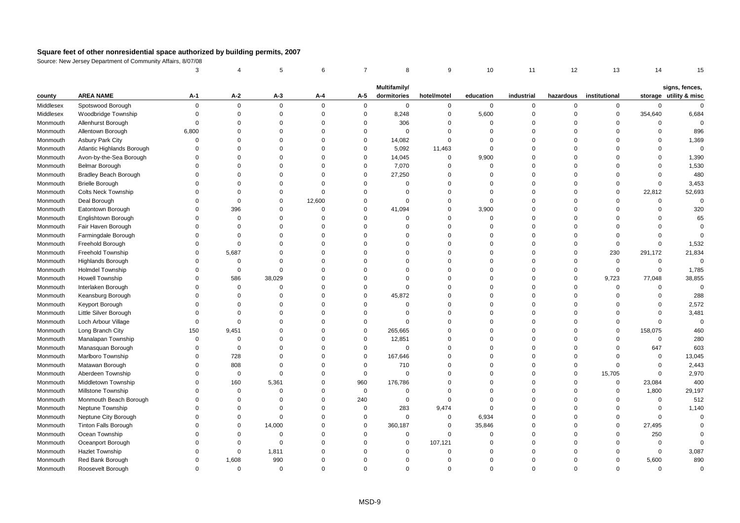**Square feet of other nonresidential space authorized by building permits, 2007**

Source: New Jersey Department of Community Affairs, 8/07/08

| | | 3 | 4 | 5 | 6 | 7 | 8 | 9 | 10 | 11 | 12 | 13 | 14 | 15 |
|---|---|---|---|---|---|---|---|---|---|---|---|---|---|---|
| county | AREA NAME | A-1 | A-2 | A-3 | A-4 | A-5 | Multifamily/ dormitories | hotel/motel | education | industrial | hazardous | institutional | storage | signs, fences, utility & misc |
| Middlesex | Spotswood Borough | 0 | 0 | 0 | 0 | 0 | 0 | 0 | 0 | 0 | 0 | 0 | 0 | 0 |
| Middlesex | Woodbridge Township | 0 | 0 | 0 | 0 | 0 | 8,248 | 0 | 5,600 | 0 | 0 | 0 | 354,640 | 6,684 |
| Monmouth | Allenhurst Borough | 0 | 0 | 0 | 0 | 0 | 306 | 0 | 0 | 0 | 0 | 0 | 0 | 0 |
| Monmouth | Allentown Borough | 6,800 | 0 | 0 | 0 | 0 | 0 | 0 | 0 | 0 | 0 | 0 | 0 | 896 |
| Monmouth | Asbury Park City | 0 | 0 | 0 | 0 | 0 | 14,082 | 0 | 0 | 0 | 0 | 0 | 0 | 1,369 |
| Monmouth | Atlantic Highlands Borough | 0 | 0 | 0 | 0 | 0 | 5,092 | 11,463 | 0 | 0 | 0 | 0 | 0 | 0 |
| Monmouth | Avon-by-the-Sea Borough | 0 | 0 | 0 | 0 | 0 | 14,045 | 0 | 9,900 | 0 | 0 | 0 | 0 | 1,390 |
| Monmouth | Belmar Borough | 0 | 0 | 0 | 0 | 0 | 7,070 | 0 | 0 | 0 | 0 | 0 | 0 | 1,530 |
| Monmouth | Bradley Beach Borough | 0 | 0 | 0 | 0 | 0 | 27,250 | 0 | 0 | 0 | 0 | 0 | 0 | 480 |
| Monmouth | Brielle Borough | 0 | 0 | 0 | 0 | 0 | 0 | 0 | 0 | 0 | 0 | 0 | 0 | 3,453 |
| Monmouth | Colts Neck Township | 0 | 0 | 0 | 0 | 0 | 0 | 0 | 0 | 0 | 0 | 0 | 22,812 | 52,693 |
| Monmouth | Deal Borough | 0 | 0 | 0 | 12,600 | 0 | 0 | 0 | 0 | 0 | 0 | 0 | 0 | 0 |
| Monmouth | Eatontown Borough | 0 | 396 | 0 | 0 | 0 | 41,094 | 0 | 3,900 | 0 | 0 | 0 | 0 | 320 |
| Monmouth | Englishtown Borough | 0 | 0 | 0 | 0 | 0 | 0 | 0 | 0 | 0 | 0 | 0 | 0 | 65 |
| Monmouth | Fair Haven Borough | 0 | 0 | 0 | 0 | 0 | 0 | 0 | 0 | 0 | 0 | 0 | 0 | 0 |
| Monmouth | Farmingdale Borough | 0 | 0 | 0 | 0 | 0 | 0 | 0 | 0 | 0 | 0 | 0 | 0 | 0 |
| Monmouth | Freehold Borough | 0 | 0 | 0 | 0 | 0 | 0 | 0 | 0 | 0 | 0 | 0 | 0 | 1,532 |
| Monmouth | Freehold Township | 0 | 5,687 | 0 | 0 | 0 | 0 | 0 | 0 | 0 | 0 | 230 | 291,172 | 21,834 |
| Monmouth | Highlands Borough | 0 | 0 | 0 | 0 | 0 | 0 | 0 | 0 | 0 | 0 | 0 | 0 | 0 |
| Monmouth | Holmdel Township | 0 | 0 | 0 | 0 | 0 | 0 | 0 | 0 | 0 | 0 | 0 | 0 | 1,785 |
| Monmouth | Howell Township | 0 | 586 | 38,029 | 0 | 0 | 0 | 0 | 0 | 0 | 0 | 9,723 | 77,048 | 38,855 |
| Monmouth | Interlaken Borough | 0 | 0 | 0 | 0 | 0 | 0 | 0 | 0 | 0 | 0 | 0 | 0 | 0 |
| Monmouth | Keansburg Borough | 0 | 0 | 0 | 0 | 0 | 45,872 | 0 | 0 | 0 | 0 | 0 | 0 | 288 |
| Monmouth | Keyport Borough | 0 | 0 | 0 | 0 | 0 | 0 | 0 | 0 | 0 | 0 | 0 | 0 | 2,572 |
| Monmouth | Little Silver Borough | 0 | 0 | 0 | 0 | 0 | 0 | 0 | 0 | 0 | 0 | 0 | 0 | 3,481 |
| Monmouth | Loch Arbour Village | 0 | 0 | 0 | 0 | 0 | 0 | 0 | 0 | 0 | 0 | 0 | 0 | 0 |
| Monmouth | Long Branch City | 150 | 9,451 | 0 | 0 | 0 | 265,665 | 0 | 0 | 0 | 0 | 0 | 158,075 | 460 |
| Monmouth | Manalapan Township | 0 | 0 | 0 | 0 | 0 | 12,851 | 0 | 0 | 0 | 0 | 0 | 0 | 280 |
| Monmouth | Manasquan Borough | 0 | 0 | 0 | 0 | 0 | 0 | 0 | 0 | 0 | 0 | 0 | 647 | 603 |
| Monmouth | Marlboro Township | 0 | 728 | 0 | 0 | 0 | 167,646 | 0 | 0 | 0 | 0 | 0 | 0 | 13,045 |
| Monmouth | Matawan Borough | 0 | 808 | 0 | 0 | 0 | 710 | 0 | 0 | 0 | 0 | 0 | 0 | 2,443 |
| Monmouth | Aberdeen Township | 0 | 0 | 0 | 0 | 0 | 0 | 0 | 0 | 0 | 0 | 15,705 | 0 | 2,970 |
| Monmouth | Middletown Township | 0 | 160 | 5,361 | 0 | 960 | 176,786 | 0 | 0 | 0 | 0 | 0 | 23,084 | 400 |
| Monmouth | Millstone Township | 0 | 0 | 0 | 0 | 0 | 0 | 0 | 0 | 0 | 0 | 0 | 1,800 | 29,197 |
| Monmouth | Monmouth Beach Borough | 0 | 0 | 0 | 0 | 240 | 0 | 0 | 0 | 0 | 0 | 0 | 0 | 512 |
| Monmouth | Neptune Township | 0 | 0 | 0 | 0 | 0 | 283 | 9,474 | 0 | 0 | 0 | 0 | 0 | 1,140 |
| Monmouth | Neptune City Borough | 0 | 0 | 0 | 0 | 0 | 0 | 0 | 6,934 | 0 | 0 | 0 | 0 | 0 |
| Monmouth | Tinton Falls Borough | 0 | 0 | 14,000 | 0 | 0 | 360,187 | 0 | 35,846 | 0 | 0 | 0 | 27,495 | 0 |
| Monmouth | Ocean Township | 0 | 0 | 0 | 0 | 0 | 0 | 0 | 0 | 0 | 0 | 0 | 250 | 0 |
| Monmouth | Oceanport Borough | 0 | 0 | 0 | 0 | 0 | 0 | 107,121 | 0 | 0 | 0 | 0 | 0 | 0 |
| Monmouth | Hazlet Township | 0 | 0 | 1,811 | 0 | 0 | 0 | 0 | 0 | 0 | 0 | 0 | 0 | 3,087 |
| Monmouth | Red Bank Borough | 0 | 1,608 | 990 | 0 | 0 | 0 | 0 | 0 | 0 | 0 | 0 | 5,600 | 890 |
| Monmouth | Roosevelt Borough | 0 | 0 | 0 | 0 | 0 | 0 | 0 | 0 | 0 | 0 | 0 | 0 | 0 |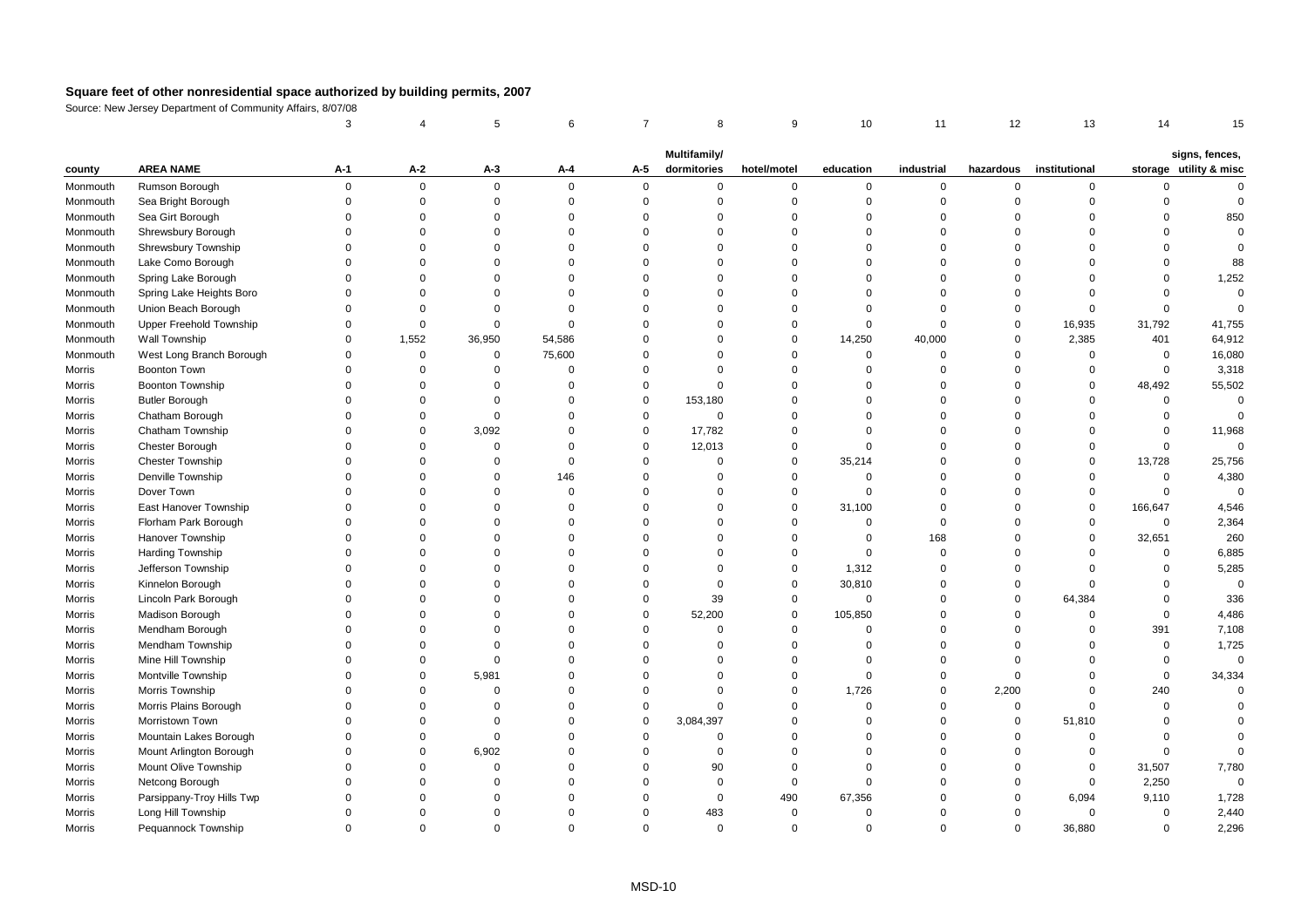# Square feet of other nonresidential space authorized by building permits, 2007

Source: New Jersey Department of Community Affairs, 8/07/08

| | | 3 | 4 | 5 | 6 | 7 | 8 | 9 | 10 | 11 | 12 | 13 | 14 | 15 |
|---|---|---|---|---|---|---|---|---|---|---|---|---|---|---|
| county | AREA NAME | A-1 | A-2 | A-3 | A-4 | A-5 | Multifamily/ dormitories | hotel/motel | education | industrial | hazardous | institutional | storage | signs, fences, utility & misc |
| Monmouth | Rumson Borough | 0 | 0 | 0 | 0 | 0 | 0 | 0 | 0 | 0 | 0 | 0 | 0 | 0 |
| Monmouth | Sea Bright Borough | 0 | 0 | 0 | 0 | 0 | 0 | 0 | 0 | 0 | 0 | 0 | 0 | 0 |
| Monmouth | Sea Girt Borough | 0 | 0 | 0 | 0 | 0 | 0 | 0 | 0 | 0 | 0 | 0 | 0 | 850 |
| Monmouth | Shrewsbury Borough | 0 | 0 | 0 | 0 | 0 | 0 | 0 | 0 | 0 | 0 | 0 | 0 | 0 |
| Monmouth | Shrewsbury Township | 0 | 0 | 0 | 0 | 0 | 0 | 0 | 0 | 0 | 0 | 0 | 0 | 0 |
| Monmouth | Lake Como Borough | 0 | 0 | 0 | 0 | 0 | 0 | 0 | 0 | 0 | 0 | 0 | 0 | 88 |
| Monmouth | Spring Lake Borough | 0 | 0 | 0 | 0 | 0 | 0 | 0 | 0 | 0 | 0 | 0 | 0 | 1,252 |
| Monmouth | Spring Lake Heights Boro | 0 | 0 | 0 | 0 | 0 | 0 | 0 | 0 | 0 | 0 | 0 | 0 | 0 |
| Monmouth | Union Beach Borough | 0 | 0 | 0 | 0 | 0 | 0 | 0 | 0 | 0 | 0 | 0 | 0 | 0 |
| Monmouth | Upper Freehold Township | 0 | 0 | 0 | 0 | 0 | 0 | 0 | 0 | 0 | 0 | 16,935 | 31,792 | 41,755 |
| Monmouth | Wall Township | 0 | 1,552 | 36,950 | 54,586 | 0 | 0 | 0 | 14,250 | 40,000 | 0 | 2,385 | 401 | 64,912 |
| Monmouth | West Long Branch Borough | 0 | 0 | 0 | 75,600 | 0 | 0 | 0 | 0 | 0 | 0 | 0 | 0 | 16,080 |
| Morris | Boonton Town | 0 | 0 | 0 | 0 | 0 | 0 | 0 | 0 | 0 | 0 | 0 | 0 | 3,318 |
| Morris | Boonton Township | 0 | 0 | 0 | 0 | 0 | 0 | 0 | 0 | 0 | 0 | 0 | 48,492 | 55,502 |
| Morris | Butler Borough | 0 | 0 | 0 | 0 | 0 | 153,180 | 0 | 0 | 0 | 0 | 0 | 0 | 0 |
| Morris | Chatham Borough | 0 | 0 | 0 | 0 | 0 | 0 | 0 | 0 | 0 | 0 | 0 | 0 | 0 |
| Morris | Chatham Township | 0 | 0 | 3,092 | 0 | 0 | 17,782 | 0 | 0 | 0 | 0 | 0 | 0 | 11,968 |
| Morris | Chester Borough | 0 | 0 | 0 | 0 | 0 | 12,013 | 0 | 0 | 0 | 0 | 0 | 0 | 0 |
| Morris | Chester Township | 0 | 0 | 0 | 0 | 0 | 0 | 0 | 35,214 | 0 | 0 | 0 | 13,728 | 25,756 |
| Morris | Denville Township | 0 | 0 | 0 | 146 | 0 | 0 | 0 | 0 | 0 | 0 | 0 | 0 | 4,380 |
| Morris | Dover Town | 0 | 0 | 0 | 0 | 0 | 0 | 0 | 0 | 0 | 0 | 0 | 0 | 0 |
| Morris | East Hanover Township | 0 | 0 | 0 | 0 | 0 | 0 | 0 | 31,100 | 0 | 0 | 0 | 166,647 | 4,546 |
| Morris | Florham Park Borough | 0 | 0 | 0 | 0 | 0 | 0 | 0 | 0 | 0 | 0 | 0 | 0 | 2,364 |
| Morris | Hanover Township | 0 | 0 | 0 | 0 | 0 | 0 | 0 | 0 | 168 | 0 | 0 | 32,651 | 260 |
| Morris | Harding Township | 0 | 0 | 0 | 0 | 0 | 0 | 0 | 0 | 0 | 0 | 0 | 0 | 6,885 |
| Morris | Jefferson Township | 0 | 0 | 0 | 0 | 0 | 0 | 0 | 1,312 | 0 | 0 | 0 | 0 | 5,285 |
| Morris | Kinnelon Borough | 0 | 0 | 0 | 0 | 0 | 0 | 0 | 30,810 | 0 | 0 | 0 | 0 | 0 |
| Morris | Lincoln Park Borough | 0 | 0 | 0 | 0 | 0 | 39 | 0 | 0 | 0 | 0 | 64,384 | 0 | 336 |
| Morris | Madison Borough | 0 | 0 | 0 | 0 | 0 | 52,200 | 0 | 105,850 | 0 | 0 | 0 | 0 | 4,486 |
| Morris | Mendham Borough | 0 | 0 | 0 | 0 | 0 | 0 | 0 | 0 | 0 | 0 | 0 | 391 | 7,108 |
| Morris | Mendham Township | 0 | 0 | 0 | 0 | 0 | 0 | 0 | 0 | 0 | 0 | 0 | 0 | 1,725 |
| Morris | Mine Hill Township | 0 | 0 | 0 | 0 | 0 | 0 | 0 | 0 | 0 | 0 | 0 | 0 | 0 |
| Morris | Montville Township | 0 | 0 | 5,981 | 0 | 0 | 0 | 0 | 0 | 0 | 0 | 0 | 0 | 34,334 |
| Morris | Morris Township | 0 | 0 | 0 | 0 | 0 | 0 | 0 | 1,726 | 0 | 2,200 | 0 | 240 | 0 |
| Morris | Morris Plains Borough | 0 | 0 | 0 | 0 | 0 | 0 | 0 | 0 | 0 | 0 | 0 | 0 | 0 |
| Morris | Morristown Town | 0 | 0 | 0 | 0 | 0 | 3,084,397 | 0 | 0 | 0 | 0 | 51,810 | 0 | 0 |
| Morris | Mountain Lakes Borough | 0 | 0 | 0 | 0 | 0 | 0 | 0 | 0 | 0 | 0 | 0 | 0 | 0 |
| Morris | Mount Arlington Borough | 0 | 0 | 6,902 | 0 | 0 | 0 | 0 | 0 | 0 | 0 | 0 | 0 | 0 |
| Morris | Mount Olive Township | 0 | 0 | 0 | 0 | 0 | 90 | 0 | 0 | 0 | 0 | 0 | 31,507 | 7,780 |
| Morris | Netcong Borough | 0 | 0 | 0 | 0 | 0 | 0 | 0 | 0 | 0 | 0 | 0 | 2,250 | 0 |
| Morris | Parsippany-Troy Hills Twp | 0 | 0 | 0 | 0 | 0 | 0 | 490 | 67,356 | 0 | 0 | 6,094 | 9,110 | 1,728 |
| Morris | Long Hill Township | 0 | 0 | 0 | 0 | 0 | 483 | 0 | 0 | 0 | 0 | 0 | 0 | 2,440 |
| Morris | Pequannock Township | 0 | 0 | 0 | 0 | 0 | 0 | 0 | 0 | 0 | 0 | 36,880 | 0 | 2,296 |

MSD-10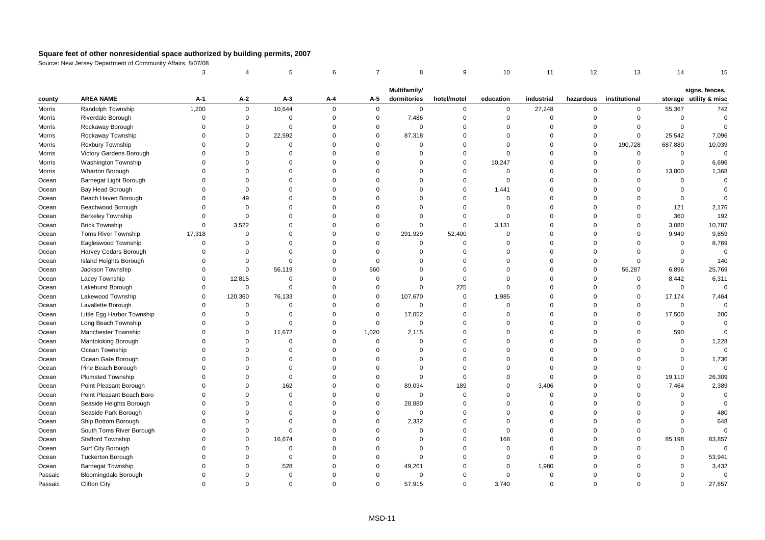**Square feet of other nonresidential space authorized by building permits, 2007**

Source: New Jersey Department of Community Affairs, 8/07/08

| | | 3 | 4 | 5 | 6 | 7 | 8 | 9 | 10 | 11 | 12 | 13 | 14 | 15 |
|---|---|---|---|---|---|---|---|---|---|---|---|---|---|---|
| county | AREA NAME | A-1 | A-2 | A-3 | A-4 | A-5 | Multifamily/ dormitories | hotel/motel | education | industrial | hazardous | institutional | storage | signs, fences, utility & misc |
| Morris | Randolph Township | 1,200 | 0 | 10,644 | 0 | 0 | 0 | 0 | 0 | 27,248 | 0 | 0 | 55,367 | 742 |
| Morris | Riverdale Borough | 0 | 0 | 0 | 0 | 0 | 7,486 | 0 | 0 | 0 | 0 | 0 | 0 | 0 |
| Morris | Rockaway Borough | 0 | 0 | 0 | 0 | 0 | 0 | 0 | 0 | 0 | 0 | 0 | 0 | 0 |
| Morris | Rockaway Township | 0 | 0 | 22,592 | 0 | 0 | 87,318 | 0 | 0 | 0 | 0 | 0 | 25,542 | 7,096 |
| Morris | Roxbury Township | 0 | 0 | 0 | 0 | 0 | 0 | 0 | 0 | 0 | 0 | 190,728 | 687,880 | 10,039 |
| Morris | Victory Gardens Borough | 0 | 0 | 0 | 0 | 0 | 0 | 0 | 0 | 0 | 0 | 0 | 0 | 0 |
| Morris | Washington Township | 0 | 0 | 0 | 0 | 0 | 0 | 0 | 10,247 | 0 | 0 | 0 | 0 | 6,696 |
| Morris | Wharton Borough | 0 | 0 | 0 | 0 | 0 | 0 | 0 | 0 | 0 | 0 | 0 | 13,800 | 1,368 |
| Ocean | Barnegat Light Borough | 0 | 0 | 0 | 0 | 0 | 0 | 0 | 0 | 0 | 0 | 0 | 0 | 0 |
| Ocean | Bay Head Borough | 0 | 0 | 0 | 0 | 0 | 0 | 0 | 1,441 | 0 | 0 | 0 | 0 | 0 |
| Ocean | Beach Haven Borough | 0 | 49 | 0 | 0 | 0 | 0 | 0 | 0 | 0 | 0 | 0 | 0 | 0 |
| Ocean | Beachwood Borough | 0 | 0 | 0 | 0 | 0 | 0 | 0 | 0 | 0 | 0 | 0 | 121 | 2,176 |
| Ocean | Berkeley Township | 0 | 0 | 0 | 0 | 0 | 0 | 0 | 0 | 0 | 0 | 0 | 360 | 192 |
| Ocean | Brick Township | 0 | 3,522 | 0 | 0 | 0 | 0 | 0 | 3,131 | 0 | 0 | 0 | 3,080 | 10,787 |
| Ocean | Toms River Township | 17,318 | 0 | 0 | 0 | 0 | 291,929 | 52,400 | 0 | 0 | 0 | 0 | 9,940 | 9,859 |
| Ocean | Eagleswood Township | 0 | 0 | 0 | 0 | 0 | 0 | 0 | 0 | 0 | 0 | 0 | 0 | 8,769 |
| Ocean | Harvey Cedars Borough | 0 | 0 | 0 | 0 | 0 | 0 | 0 | 0 | 0 | 0 | 0 | 0 | 0 |
| Ocean | Island Heights Borough | 0 | 0 | 0 | 0 | 0 | 0 | 0 | 0 | 0 | 0 | 0 | 0 | 140 |
| Ocean | Jackson Township | 0 | 0 | 56,119 | 0 | 660 | 0 | 0 | 0 | 0 | 0 | 56,287 | 6,896 | 25,769 |
| Ocean | Lacey Township | 0 | 12,815 | 0 | 0 | 0 | 0 | 0 | 0 | 0 | 0 | 0 | 8,442 | 6,311 |
| Ocean | Lakehurst Borough | 0 | 0 | 0 | 0 | 0 | 0 | 225 | 0 | 0 | 0 | 0 | 0 | 0 |
| Ocean | Lakewood Township | 0 | 120,360 | 76,133 | 0 | 0 | 107,670 | 0 | 1,985 | 0 | 0 | 0 | 17,174 | 7,464 |
| Ocean | Lavallette Borough | 0 | 0 | 0 | 0 | 0 | 0 | 0 | 0 | 0 | 0 | 0 | 0 | 0 |
| Ocean | Little Egg Harbor Township | 0 | 0 | 0 | 0 | 0 | 17,052 | 0 | 0 | 0 | 0 | 0 | 17,500 | 200 |
| Ocean | Long Beach Township | 0 | 0 | 0 | 0 | 0 | 0 | 0 | 0 | 0 | 0 | 0 | 0 | 0 |
| Ocean | Manchester Township | 0 | 0 | 11,672 | 0 | 1,020 | 2,115 | 0 | 0 | 0 | 0 | 0 | 590 | 0 |
| Ocean | Mantoloking Borough | 0 | 0 | 0 | 0 | 0 | 0 | 0 | 0 | 0 | 0 | 0 | 0 | 1,228 |
| Ocean | Ocean Township | 0 | 0 | 0 | 0 | 0 | 0 | 0 | 0 | 0 | 0 | 0 | 0 | 0 |
| Ocean | Ocean Gate Borough | 0 | 0 | 0 | 0 | 0 | 0 | 0 | 0 | 0 | 0 | 0 | 0 | 1,736 |
| Ocean | Pine Beach Borough | 0 | 0 | 0 | 0 | 0 | 0 | 0 | 0 | 0 | 0 | 0 | 0 | 0 |
| Ocean | Plumsted Township | 0 | 0 | 0 | 0 | 0 | 0 | 0 | 0 | 0 | 0 | 0 | 19,110 | 26,309 |
| Ocean | Point Pleasant Borough | 0 | 0 | 162 | 0 | 0 | 89,034 | 189 | 0 | 3,406 | 0 | 0 | 7,464 | 2,389 |
| Ocean | Point Pleasant Beach Boro | 0 | 0 | 0 | 0 | 0 | 0 | 0 | 0 | 0 | 0 | 0 | 0 | 0 |
| Ocean | Seaside Heights Borough | 0 | 0 | 0 | 0 | 0 | 28,880 | 0 | 0 | 0 | 0 | 0 | 0 | 0 |
| Ocean | Seaside Park Borough | 0 | 0 | 0 | 0 | 0 | 0 | 0 | 0 | 0 | 0 | 0 | 0 | 480 |
| Ocean | Ship Bottom Borough | 0 | 0 | 0 | 0 | 0 | 2,332 | 0 | 0 | 0 | 0 | 0 | 0 | 648 |
| Ocean | South Toms River Borough | 0 | 0 | 0 | 0 | 0 | 0 | 0 | 0 | 0 | 0 | 0 | 0 | 0 |
| Ocean | Stafford Township | 0 | 0 | 16,674 | 0 | 0 | 0 | 0 | 168 | 0 | 0 | 0 | 85,198 | 83,857 |
| Ocean | Surf City Borough | 0 | 0 | 0 | 0 | 0 | 0 | 0 | 0 | 0 | 0 | 0 | 0 | 0 |
| Ocean | Tuckerton Borough | 0 | 0 | 0 | 0 | 0 | 0 | 0 | 0 | 0 | 0 | 0 | 0 | 53,941 |
| Ocean | Barnegat Township | 0 | 0 | 528 | 0 | 0 | 49,261 | 0 | 0 | 1,980 | 0 | 0 | 0 | 3,432 |
| Passaic | Bloomingdale Borough | 0 | 0 | 0 | 0 | 0 | 0 | 0 | 0 | 0 | 0 | 0 | 0 | 0 |
| Passaic | Clifton City | 0 | 0 | 0 | 0 | 0 | 57,915 | 0 | 3,740 | 0 | 0 | 0 | 0 | 27,657 |

MSD-11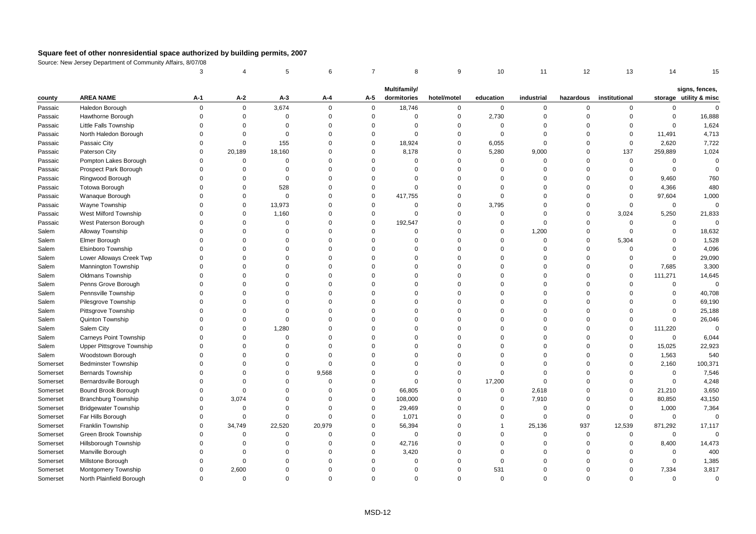# Square feet of other nonresidential space authorized by building permits, 2007

Source: New Jersey Department of Community Affairs, 8/07/08

| | | 3 | 4 | 5 | 6 | 7 | 8 | 9 | 10 | 11 | 12 | 13 | 14 | 15 |
|---|---|---|---|---|---|---|---|---|---|---|---|---|---|---|
| county | AREA NAME | A-1 | A-2 | A-3 | A-4 | A-5 | Multifamily/ dormitories | hotel/motel | education | industrial | hazardous | institutional | storage | signs, fences, utility & misc |
| Passaic | Haledon Borough | 0 | 0 | 3,674 | 0 | 0 | 18,746 | 0 | 0 | 0 | 0 | 0 | 0 | 0 |
| Passaic | Hawthorne Borough | 0 | 0 | 0 | 0 | 0 | 0 | 0 | 2,730 | 0 | 0 | 0 | 0 | 16,888 |
| Passaic | Little Falls Township | 0 | 0 | 0 | 0 | 0 | 0 | 0 | 0 | 0 | 0 | 0 | 0 | 1,624 |
| Passaic | North Haledon Borough | 0 | 0 | 0 | 0 | 0 | 0 | 0 | 0 | 0 | 0 | 0 | 11,491 | 4,713 |
| Passaic | Passaic City | 0 | 0 | 155 | 0 | 0 | 18,924 | 0 | 6,055 | 0 | 0 | 0 | 2,620 | 7,722 |
| Passaic | Paterson City | 0 | 20,189 | 18,160 | 0 | 0 | 8,178 | 0 | 5,280 | 9,000 | 0 | 137 | 259,889 | 1,024 |
| Passaic | Pompton Lakes Borough | 0 | 0 | 0 | 0 | 0 | 0 | 0 | 0 | 0 | 0 | 0 | 0 | 0 |
| Passaic | Prospect Park Borough | 0 | 0 | 0 | 0 | 0 | 0 | 0 | 0 | 0 | 0 | 0 | 0 | 0 |
| Passaic | Ringwood Borough | 0 | 0 | 0 | 0 | 0 | 0 | 0 | 0 | 0 | 0 | 0 | 9,460 | 760 |
| Passaic | Totowa Borough | 0 | 0 | 528 | 0 | 0 | 0 | 0 | 0 | 0 | 0 | 0 | 4,366 | 480 |
| Passaic | Wanaque Borough | 0 | 0 | 0 | 0 | 0 | 417,755 | 0 | 0 | 0 | 0 | 0 | 97,604 | 1,000 |
| Passaic | Wayne Township | 0 | 0 | 13,973 | 0 | 0 | 0 | 0 | 3,795 | 0 | 0 | 0 | 0 | 0 |
| Passaic | West Milford Township | 0 | 0 | 1,160 | 0 | 0 | 0 | 0 | 0 | 0 | 0 | 3,024 | 5,250 | 21,833 |
| Passaic | West Paterson Borough | 0 | 0 | 0 | 0 | 0 | 192,547 | 0 | 0 | 0 | 0 | 0 | 0 | 0 |
| Salem | Alloway Township | 0 | 0 | 0 | 0 | 0 | 0 | 0 | 0 | 1,200 | 0 | 0 | 0 | 18,632 |
| Salem | Elmer Borough | 0 | 0 | 0 | 0 | 0 | 0 | 0 | 0 | 0 | 0 | 5,304 | 0 | 1,528 |
| Salem | Elsinboro Township | 0 | 0 | 0 | 0 | 0 | 0 | 0 | 0 | 0 | 0 | 0 | 0 | 4,096 |
| Salem | Lower Alloways Creek Twp | 0 | 0 | 0 | 0 | 0 | 0 | 0 | 0 | 0 | 0 | 0 | 0 | 29,090 |
| Salem | Mannington Township | 0 | 0 | 0 | 0 | 0 | 0 | 0 | 0 | 0 | 0 | 0 | 7,685 | 3,300 |
| Salem | Oldmans Township | 0 | 0 | 0 | 0 | 0 | 0 | 0 | 0 | 0 | 0 | 0 | 111,271 | 14,645 |
| Salem | Penns Grove Borough | 0 | 0 | 0 | 0 | 0 | 0 | 0 | 0 | 0 | 0 | 0 | 0 | 0 |
| Salem | Pennsville Township | 0 | 0 | 0 | 0 | 0 | 0 | 0 | 0 | 0 | 0 | 0 | 0 | 40,708 |
| Salem | Pilesgrove Township | 0 | 0 | 0 | 0 | 0 | 0 | 0 | 0 | 0 | 0 | 0 | 0 | 69,190 |
| Salem | Pittsgrove Township | 0 | 0 | 0 | 0 | 0 | 0 | 0 | 0 | 0 | 0 | 0 | 0 | 25,188 |
| Salem | Quinton Township | 0 | 0 | 0 | 0 | 0 | 0 | 0 | 0 | 0 | 0 | 0 | 0 | 26,046 |
| Salem | Salem City | 0 | 0 | 1,280 | 0 | 0 | 0 | 0 | 0 | 0 | 0 | 0 | 111,220 | 0 |
| Salem | Carneys Point Township | 0 | 0 | 0 | 0 | 0 | 0 | 0 | 0 | 0 | 0 | 0 | 0 | 6,044 |
| Salem | Upper Pittsgrove Township | 0 | 0 | 0 | 0 | 0 | 0 | 0 | 0 | 0 | 0 | 0 | 15,025 | 22,923 |
| Salem | Woodstown Borough | 0 | 0 | 0 | 0 | 0 | 0 | 0 | 0 | 0 | 0 | 0 | 1,563 | 540 |
| Somerset | Bedminster Township | 0 | 0 | 0 | 0 | 0 | 0 | 0 | 0 | 0 | 0 | 0 | 2,160 | 100,371 |
| Somerset | Bernards Township | 0 | 0 | 0 | 9,568 | 0 | 0 | 0 | 0 | 0 | 0 | 0 | 0 | 7,546 |
| Somerset | Bernardsville Borough | 0 | 0 | 0 | 0 | 0 | 0 | 0 | 17,200 | 0 | 0 | 0 | 0 | 4,248 |
| Somerset | Bound Brook Borough | 0 | 0 | 0 | 0 | 0 | 66,805 | 0 | 0 | 2,618 | 0 | 0 | 21,210 | 3,650 |
| Somerset | Branchburg Township | 0 | 3,074 | 0 | 0 | 0 | 108,000 | 0 | 0 | 7,910 | 0 | 0 | 80,850 | 43,150 |
| Somerset | Bridgewater Township | 0 | 0 | 0 | 0 | 0 | 29,469 | 0 | 0 | 0 | 0 | 0 | 1,000 | 7,364 |
| Somerset | Far Hills Borough | 0 | 0 | 0 | 0 | 0 | 1,071 | 0 | 0 | 0 | 0 | 0 | 0 | 0 |
| Somerset | Franklin Township | 0 | 34,749 | 22,520 | 20,979 | 0 | 56,394 | 0 | 1 | 25,136 | 937 | 12,539 | 871,292 | 17,117 |
| Somerset | Green Brook Township | 0 | 0 | 0 | 0 | 0 | 0 | 0 | 0 | 0 | 0 | 0 | 0 | 0 |
| Somerset | Hillsborough Township | 0 | 0 | 0 | 0 | 0 | 42,716 | 0 | 0 | 0 | 0 | 0 | 8,400 | 14,473 |
| Somerset | Manville Borough | 0 | 0 | 0 | 0 | 0 | 3,420 | 0 | 0 | 0 | 0 | 0 | 0 | 400 |
| Somerset | Millstone Borough | 0 | 0 | 0 | 0 | 0 | 0 | 0 | 0 | 0 | 0 | 0 | 0 | 1,385 |
| Somerset | Montgomery Township | 0 | 2,600 | 0 | 0 | 0 | 0 | 0 | 531 | 0 | 0 | 0 | 7,334 | 3,817 |
| Somerset | North Plainfield Borough | 0 | 0 | 0 | 0 | 0 | 0 | 0 | 0 | 0 | 0 | 0 | 0 | 0 |

MSD-12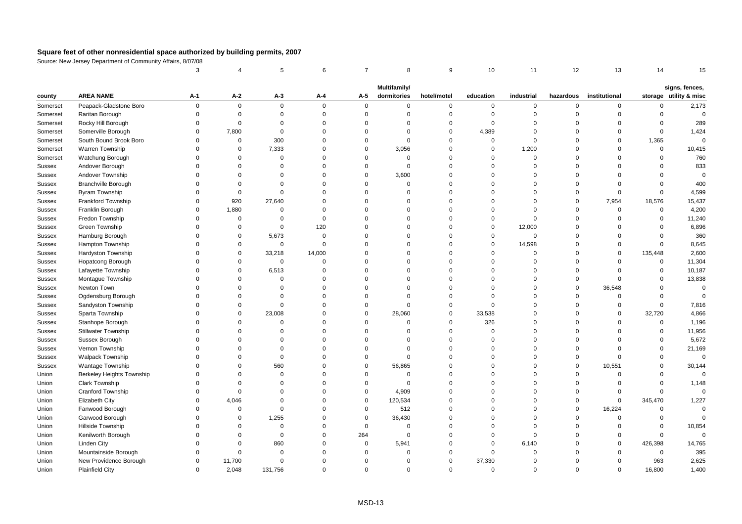**Square feet of other nonresidential space authorized by building permits, 2007**

Source: New Jersey Department of Community Affairs, 8/07/08

| | | 3 | 4 | 5 | 6 | 7 | 8 | 9 | 10 | 11 | 12 | 13 | 14 | 15 |
|---|---|---|---|---|---|---|---|---|---|---|---|---|---|---|
| county | AREA NAME | A-1 | A-2 | A-3 | A-4 | A-5 | Multifamily/ dormitories | hotel/motel | education | industrial | hazardous | institutional | storage | signs, fences, utility & misc |
| Somerset | Peapack-Gladstone Boro | 0 | 0 | 0 | 0 | 0 | 0 | 0 | 0 | 0 | 0 | 0 | 0 | 2,173 |
| Somerset | Raritan Borough | 0 | 0 | 0 | 0 | 0 | 0 | 0 | 0 | 0 | 0 | 0 | 0 | 0 |
| Somerset | Rocky Hill Borough | 0 | 0 | 0 | 0 | 0 | 0 | 0 | 0 | 0 | 0 | 0 | 0 | 289 |
| Somerset | Somerville Borough | 0 | 7,800 | 0 | 0 | 0 | 0 | 0 | 4,389 | 0 | 0 | 0 | 0 | 1,424 |
| Somerset | South Bound Brook Boro | 0 | 0 | 300 | 0 | 0 | 0 | 0 | 0 | 0 | 0 | 0 | 1,365 | 0 |
| Somerset | Warren Township | 0 | 0 | 7,333 | 0 | 0 | 3,056 | 0 | 0 | 1,200 | 0 | 0 | 0 | 10,415 |
| Somerset | Watchung Borough | 0 | 0 | 0 | 0 | 0 | 0 | 0 | 0 | 0 | 0 | 0 | 0 | 760 |
| Sussex | Andover Borough | 0 | 0 | 0 | 0 | 0 | 0 | 0 | 0 | 0 | 0 | 0 | 0 | 833 |
| Sussex | Andover Township | 0 | 0 | 0 | 0 | 0 | 3,600 | 0 | 0 | 0 | 0 | 0 | 0 | 0 |
| Sussex | Branchville Borough | 0 | 0 | 0 | 0 | 0 | 0 | 0 | 0 | 0 | 0 | 0 | 0 | 400 |
| Sussex | Byram Township | 0 | 0 | 0 | 0 | 0 | 0 | 0 | 0 | 0 | 0 | 0 | 0 | 4,599 |
| Sussex | Frankford Township | 0 | 920 | 27,640 | 0 | 0 | 0 | 0 | 0 | 0 | 0 | 7,954 | 18,576 | 15,437 |
| Sussex | Franklin Borough | 0 | 1,880 | 0 | 0 | 0 | 0 | 0 | 0 | 0 | 0 | 0 | 0 | 4,200 |
| Sussex | Fredon Township | 0 | 0 | 0 | 0 | 0 | 0 | 0 | 0 | 0 | 0 | 0 | 0 | 11,240 |
| Sussex | Green Township | 0 | 0 | 0 | 120 | 0 | 0 | 0 | 0 | 12,000 | 0 | 0 | 0 | 6,896 |
| Sussex | Hamburg Borough | 0 | 0 | 5,673 | 0 | 0 | 0 | 0 | 0 | 0 | 0 | 0 | 0 | 360 |
| Sussex | Hampton Township | 0 | 0 | 0 | 0 | 0 | 0 | 0 | 0 | 14,598 | 0 | 0 | 0 | 8,645 |
| Sussex | Hardyston Township | 0 | 0 | 33,218 | 14,000 | 0 | 0 | 0 | 0 | 0 | 0 | 0 | 135,448 | 2,600 |
| Sussex | Hopatcong Borough | 0 | 0 | 0 | 0 | 0 | 0 | 0 | 0 | 0 | 0 | 0 | 0 | 11,304 |
| Sussex | Lafayette Township | 0 | 0 | 6,513 | 0 | 0 | 0 | 0 | 0 | 0 | 0 | 0 | 0 | 10,187 |
| Sussex | Montague Township | 0 | 0 | 0 | 0 | 0 | 0 | 0 | 0 | 0 | 0 | 0 | 0 | 13,838 |
| Sussex | Newton Town | 0 | 0 | 0 | 0 | 0 | 0 | 0 | 0 | 0 | 0 | 36,548 | 0 | 0 |
| Sussex | Ogdensburg Borough | 0 | 0 | 0 | 0 | 0 | 0 | 0 | 0 | 0 | 0 | 0 | 0 | 0 |
| Sussex | Sandyston Township | 0 | 0 | 0 | 0 | 0 | 0 | 0 | 0 | 0 | 0 | 0 | 0 | 7,816 |
| Sussex | Sparta Township | 0 | 0 | 23,008 | 0 | 0 | 28,060 | 0 | 33,538 | 0 | 0 | 0 | 32,720 | 4,866 |
| Sussex | Stanhope Borough | 0 | 0 | 0 | 0 | 0 | 0 | 0 | 326 | 0 | 0 | 0 | 0 | 1,196 |
| Sussex | Stillwater Township | 0 | 0 | 0 | 0 | 0 | 0 | 0 | 0 | 0 | 0 | 0 | 0 | 11,956 |
| Sussex | Sussex Borough | 0 | 0 | 0 | 0 | 0 | 0 | 0 | 0 | 0 | 0 | 0 | 0 | 5,672 |
| Sussex | Vernon Township | 0 | 0 | 0 | 0 | 0 | 0 | 0 | 0 | 0 | 0 | 0 | 0 | 21,169 |
| Sussex | Walpack Township | 0 | 0 | 0 | 0 | 0 | 0 | 0 | 0 | 0 | 0 | 0 | 0 | 0 |
| Sussex | Wantage Township | 0 | 0 | 560 | 0 | 0 | 56,865 | 0 | 0 | 0 | 0 | 10,551 | 0 | 30,144 |
| Union | Berkeley Heights Township | 0 | 0 | 0 | 0 | 0 | 0 | 0 | 0 | 0 | 0 | 0 | 0 | 0 |
| Union | Clark Township | 0 | 0 | 0 | 0 | 0 | 0 | 0 | 0 | 0 | 0 | 0 | 0 | 1,148 |
| Union | Cranford Township | 0 | 0 | 0 | 0 | 0 | 4,909 | 0 | 0 | 0 | 0 | 0 | 0 | 0 |
| Union | Elizabeth City | 0 | 4,046 | 0 | 0 | 0 | 120,534 | 0 | 0 | 0 | 0 | 0 | 345,470 | 1,227 |
| Union | Fanwood Borough | 0 | 0 | 0 | 0 | 0 | 512 | 0 | 0 | 0 | 0 | 16,224 | 0 | 0 |
| Union | Garwood Borough | 0 | 0 | 1,255 | 0 | 0 | 36,430 | 0 | 0 | 0 | 0 | 0 | 0 | 0 |
| Union | Hillside Township | 0 | 0 | 0 | 0 | 0 | 0 | 0 | 0 | 0 | 0 | 0 | 0 | 10,854 |
| Union | Kenilworth Borough | 0 | 0 | 0 | 0 | 264 | 0 | 0 | 0 | 0 | 0 | 0 | 0 | 0 |
| Union | Linden City | 0 | 0 | 860 | 0 | 0 | 5,941 | 0 | 0 | 6,140 | 0 | 0 | 426,398 | 14,765 |
| Union | Mountainside Borough | 0 | 0 | 0 | 0 | 0 | 0 | 0 | 0 | 0 | 0 | 0 | 0 | 395 |
| Union | New Providence Borough | 0 | 11,700 | 0 | 0 | 0 | 0 | 0 | 37,330 | 0 | 0 | 0 | 963 | 2,625 |
| Union | Plainfield City | 0 | 2,048 | 131,756 | 0 | 0 | 0 | 0 | 0 | 0 | 0 | 0 | 16,800 | 1,400 |

MSD-13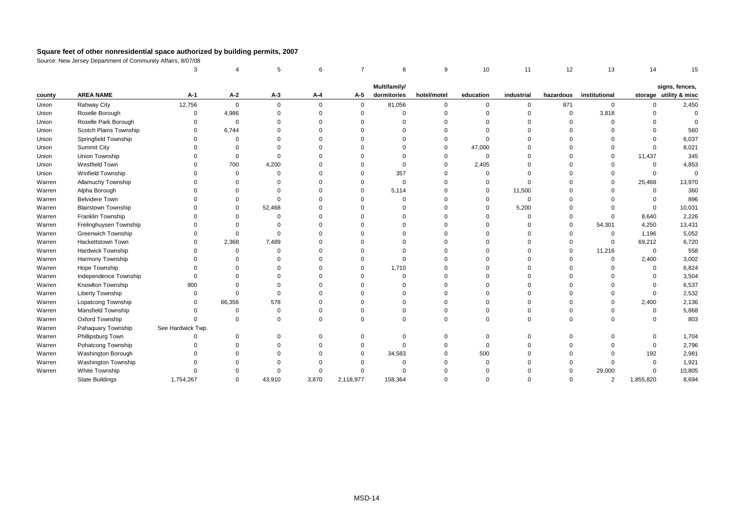# Square feet of other nonresidential space authorized by building permits, 2007

Source: New Jersey Department of Community Affairs, 8/07/08

| | | 3 | 4 | 5 | 6 | 7 | 8 | 9 | 10 | 11 | 12 | 13 | 14 | 15 |
|---|---|---|---|---|---|---|---|---|---|---|---|---|---|---|
| county | AREA NAME | A-1 | A-2 | A-3 | A-4 | A-5 | Multifamily/ dormitories | hotel/motel | education | industrial | hazardous | institutional | storage | signs, fences, utility & misc |
| Union | Rahway City | 12,756 | 0 | 0 | 0 | 0 | 81,056 | 0 | 0 | 0 | 871 | 0 | 0 | 2,450 |
| Union | Roselle Borough | 0 | 4,986 | 0 | 0 | 0 | 0 | 0 | 0 | 0 | 0 | 3,818 | 0 | 0 |
| Union | Roselle Park Borough | 0 | 0 | 0 | 0 | 0 | 0 | 0 | 0 | 0 | 0 | 0 | 0 | 0 |
| Union | Scotch Plains Township | 0 | 6,744 | 0 | 0 | 0 | 0 | 0 | 0 | 0 | 0 | 0 | 0 | 560 |
| Union | Springfield Township | 0 | 0 | 0 | 0 | 0 | 0 | 0 | 0 | 0 | 0 | 0 | 0 | 6,037 |
| Union | Summit City | 0 | 0 | 0 | 0 | 0 | 0 | 0 | 47,000 | 0 | 0 | 0 | 0 | 8,021 |
| Union | Union Township | 0 | 0 | 0 | 0 | 0 | 0 | 0 | 0 | 0 | 0 | 0 | 11,437 | 345 |
| Union | Westfield Town | 0 | 700 | 4,200 | 0 | 0 | 0 | 0 | 2,405 | 0 | 0 | 0 | 0 | 4,853 |
| Union | Winfield Township | 0 | 0 | 0 | 0 | 0 | 357 | 0 | 0 | 0 | 0 | 0 | 0 | 0 |
| Warren | Allamuchy Township | 0 | 0 | 0 | 0 | 0 | 0 | 0 | 0 | 0 | 0 | 0 | 25,468 | 13,970 |
| Warren | Alpha Borough | 0 | 0 | 0 | 0 | 0 | 5,114 | 0 | 0 | 11,500 | 0 | 0 | 0 | 360 |
| Warren | Belvidere Town | 0 | 0 | 0 | 0 | 0 | 0 | 0 | 0 | 0 | 0 | 0 | 0 | 896 |
| Warren | Blairstown Township | 0 | 0 | 52,468 | 0 | 0 | 0 | 0 | 0 | 5,200 | 0 | 0 | 0 | 10,031 |
| Warren | Franklin Township | 0 | 0 | 0 | 0 | 0 | 0 | 0 | 0 | 0 | 0 | 0 | 8,640 | 2,226 |
| Warren | Frelinghuysen Township | 0 | 0 | 0 | 0 | 0 | 0 | 0 | 0 | 0 | 0 | 54,301 | 4,250 | 13,431 |
| Warren | Greenwich Township | 0 | 0 | 0 | 0 | 0 | 0 | 0 | 0 | 0 | 0 | 0 | 1,196 | 5,052 |
| Warren | Hackettstown Town | 0 | 2,368 | 7,489 | 0 | 0 | 0 | 0 | 0 | 0 | 0 | 0 | 69,212 | 6,720 |
| Warren | Hardwick Township | 0 | 0 | 0 | 0 | 0 | 0 | 0 | 0 | 0 | 0 | 11,216 | 0 | 558 |
| Warren | Harmony Township | 0 | 0 | 0 | 0 | 0 | 0 | 0 | 0 | 0 | 0 | 0 | 2,400 | 3,002 |
| Warren | Hope Township | 0 | 0 | 0 | 0 | 0 | 1,710 | 0 | 0 | 0 | 0 | 0 | 0 | 6,824 |
| Warren | Independence Township | 0 | 0 | 0 | 0 | 0 | 0 | 0 | 0 | 0 | 0 | 0 | 0 | 3,504 |
| Warren | Knowlton Township | 900 | 0 | 0 | 0 | 0 | 0 | 0 | 0 | 0 | 0 | 0 | 0 | 6,537 |
| Warren | Liberty Township | 0 | 0 | 0 | 0 | 0 | 0 | 0 | 0 | 0 | 0 | 0 | 0 | 2,532 |
| Warren | Lopatcong Township | 0 | 66,356 | 578 | 0 | 0 | 0 | 0 | 0 | 0 | 0 | 0 | 2,400 | 2,136 |
| Warren | Mansfield Township | 0 | 0 | 0 | 0 | 0 | 0 | 0 | 0 | 0 | 0 | 0 | 0 | 5,868 |
| Warren | Oxford Township | 0 | 0 | 0 | 0 | 0 | 0 | 0 | 0 | 0 | 0 | 0 | 0 | 803 |
| Warren | Pahaquary Township | See Hardwick Twp. | | | | | | | | | | | | |
| Warren | Phillipsburg Town | 0 | 0 | 0 | 0 | 0 | 0 | 0 | 0 | 0 | 0 | 0 | 0 | 1,704 |
| Warren | Pohatcong Township | 0 | 0 | 0 | 0 | 0 | 0 | 0 | 0 | 0 | 0 | 0 | 0 | 2,796 |
| Warren | Washington Borough | 0 | 0 | 0 | 0 | 0 | 34,583 | 0 | 500 | 0 | 0 | 0 | 192 | 2,981 |
| Warren | Washington Township | 0 | 0 | 0 | 0 | 0 | 0 | 0 | 0 | 0 | 0 | 0 | 0 | 1,921 |
| Warren | White Township | 0 | 0 | 0 | 0 | 0 | 0 | 0 | 0 | 0 | 0 | 29,000 | 0 | 10,805 |
| | State Buildings | 1,754,267 | 0 | 43,910 | 3,870 | 2,118,977 | 158,364 | 0 | 0 | 0 | 0 | 2 | 1,855,820 | 8,694 |

MSD-14